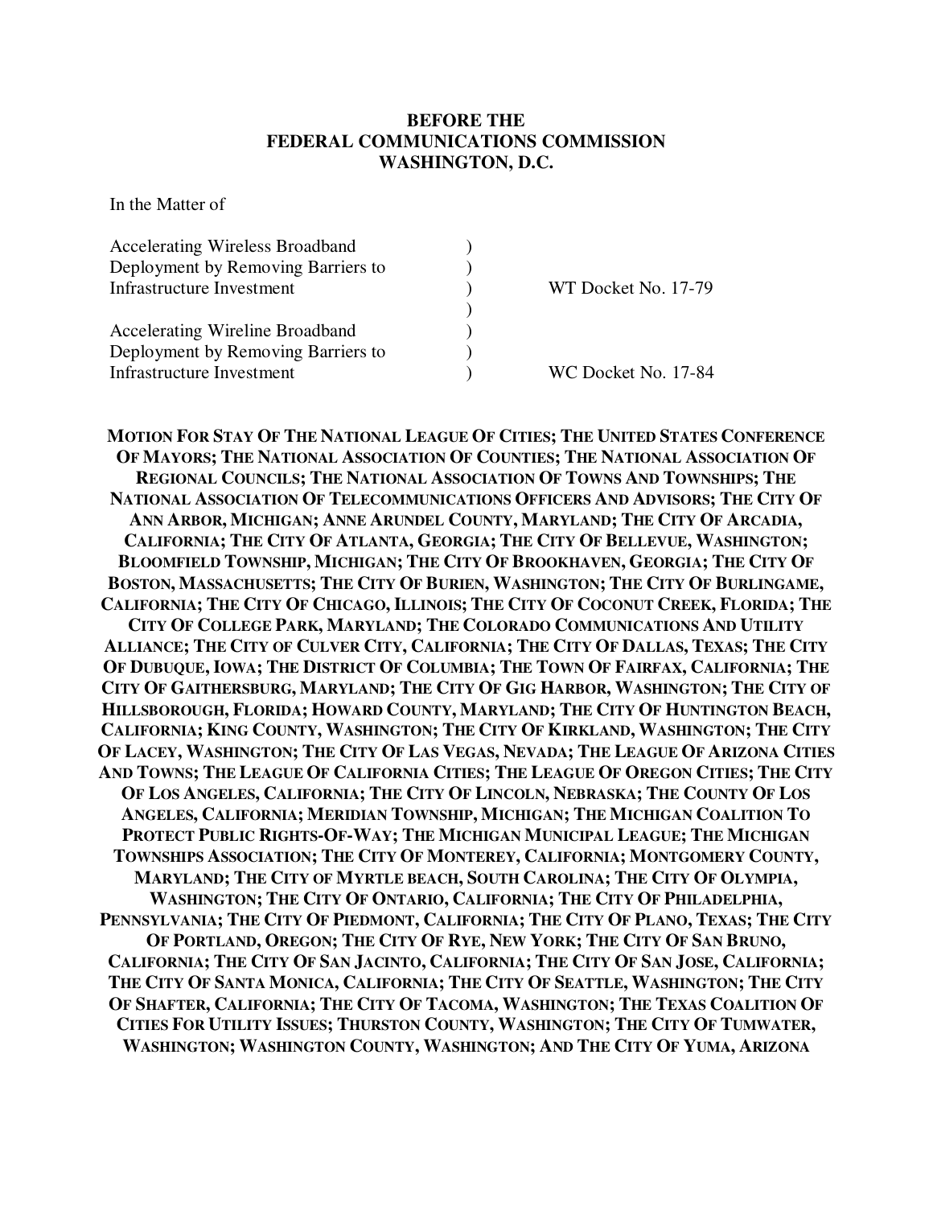**BEFORE THE**
**FEDERAL COMMUNICATIONS COMMISSION**
**WASHINGTON, D.C.**

In the Matter of

| | | |
|---|---|---|
| Accelerating Wireless Broadband Deployment by Removing Barriers to Infrastructure Investment | ) | WT Docket No. 17-79 |
| Accelerating Wireline Broadband Deployment by Removing Barriers to Infrastructure Investment | ) | WC Docket No. 17-84 |

**MOTION FOR STAY OF THE NATIONAL LEAGUE OF CITIES; THE UNITED STATES CONFERENCE OF MAYORS; THE NATIONAL ASSOCIATION OF COUNTIES; THE NATIONAL ASSOCIATION OF REGIONAL COUNCILS; THE NATIONAL ASSOCIATION OF TOWNS AND TOWNSHIPS; THE NATIONAL ASSOCIATION OF TELECOMMUNICATIONS OFFICERS AND ADVISORS; THE CITY OF ANN ARBOR, MICHIGAN; ANNE ARUNDEL COUNTY, MARYLAND; THE CITY OF ARCADIA, CALIFORNIA; THE CITY OF ATLANTA, GEORGIA; THE CITY OF BELLEVUE, WASHINGTON; BLOOMFIELD TOWNSHIP, MICHIGAN; THE CITY OF BROOKHAVEN, GEORGIA; THE CITY OF BOSTON, MASSACHUSETTS; THE CITY OF BURIEN, WASHINGTON; THE CITY OF BURLINGAME, CALIFORNIA; THE CITY OF CHICAGO, ILLINOIS; THE CITY OF COCONUT CREEK, FLORIDA; THE CITY OF COLLEGE PARK, MARYLAND; THE COLORADO COMMUNICATIONS AND UTILITY ALLIANCE; THE CITY OF CULVER CITY, CALIFORNIA; THE CITY OF DALLAS, TEXAS; THE CITY OF DUBUQUE, IOWA; THE DISTRICT OF COLUMBIA; THE TOWN OF FAIRFAX, CALIFORNIA; THE CITY OF GAITHERSBURG, MARYLAND; THE CITY OF GIG HARBOR, WASHINGTON; THE CITY OF HILLSBOROUGH, FLORIDA; HOWARD COUNTY, MARYLAND; THE CITY OF HUNTINGTON BEACH, CALIFORNIA; KING COUNTY, WASHINGTON; THE CITY OF KIRKLAND, WASHINGTON; THE CITY OF LACEY, WASHINGTON; THE CITY OF LAS VEGAS, NEVADA; THE LEAGUE OF ARIZONA CITIES AND TOWNS; THE LEAGUE OF CALIFORNIA CITIES; THE LEAGUE OF OREGON CITIES; THE CITY OF LOS ANGELES, CALIFORNIA; THE CITY OF LINCOLN, NEBRASKA; THE COUNTY OF LOS ANGELES, CALIFORNIA; MERIDIAN TOWNSHIP, MICHIGAN; THE MICHIGAN COALITION TO PROTECT PUBLIC RIGHTS-OF-WAY; THE MICHIGAN MUNICIPAL LEAGUE; THE MICHIGAN TOWNSHIPS ASSOCIATION; THE CITY OF MONTEREY, CALIFORNIA; MONTGOMERY COUNTY, MARYLAND; THE CITY OF MYRTLE BEACH, SOUTH CAROLINA; THE CITY OF OLYMPIA, WASHINGTON; THE CITY OF ONTARIO, CALIFORNIA; THE CITY OF PHILADELPHIA, PENNSYLVANIA; THE CITY OF PIEDMONT, CALIFORNIA; THE CITY OF PLANO, TEXAS; THE CITY OF PORTLAND, OREGON; THE CITY OF RYE, NEW YORK; THE CITY OF SAN BRUNO, CALIFORNIA; THE CITY OF SAN JACINTO, CALIFORNIA; THE CITY OF SAN JOSE, CALIFORNIA; THE CITY OF SANTA MONICA, CALIFORNIA; THE CITY OF SEATTLE, WASHINGTON; THE CITY OF SHAFTER, CALIFORNIA; THE CITY OF TACOMA, WASHINGTON; THE TEXAS COALITION OF CITIES FOR UTILITY ISSUES; THURSTON COUNTY, WASHINGTON; THE CITY OF TUMWATER, WASHINGTON; WASHINGTON COUNTY, WASHINGTON; AND THE CITY OF YUMA, ARIZONA**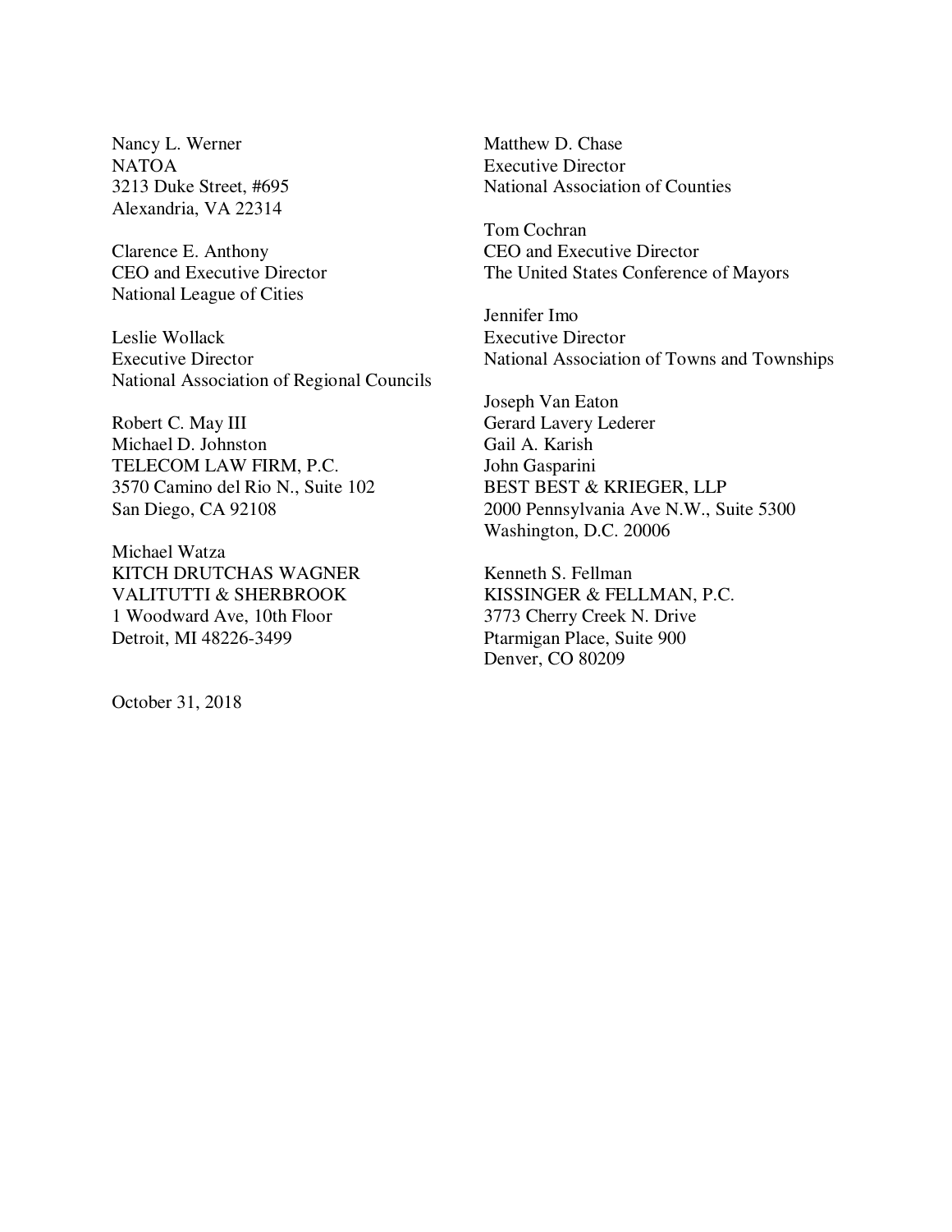Nancy L. Werner
NATOA
3213 Duke Street, #695
Alexandria, VA 22314

Clarence E. Anthony
CEO and Executive Director
National League of Cities

Leslie Wollack
Executive Director
National Association of Regional Councils

Robert C. May III
Michael D. Johnston
TELECOM LAW FIRM, P.C.
3570 Camino del Rio N., Suite 102
San Diego, CA 92108

Michael Watza
KITCH DRUTCHAS WAGNER
VALITUTTI & SHERBROOK
1 Woodward Ave, 10th Floor
Detroit, MI 48226-3499

Matthew D. Chase
Executive Director
National Association of Counties

Tom Cochran
CEO and Executive Director
The United States Conference of Mayors

Jennifer Imo
Executive Director
National Association of Towns and Townships

Joseph Van Eaton
Gerard Lavery Lederer
Gail A. Karish
John Gasparini
BEST BEST & KRIEGER, LLP
2000 Pennsylvania Ave N.W., Suite 5300
Washington, D.C. 20006

Kenneth S. Fellman
KISSINGER & FELLMAN, P.C.
3773 Cherry Creek N. Drive
Ptarmigan Place, Suite 900
Denver, CO 80209

October 31, 2018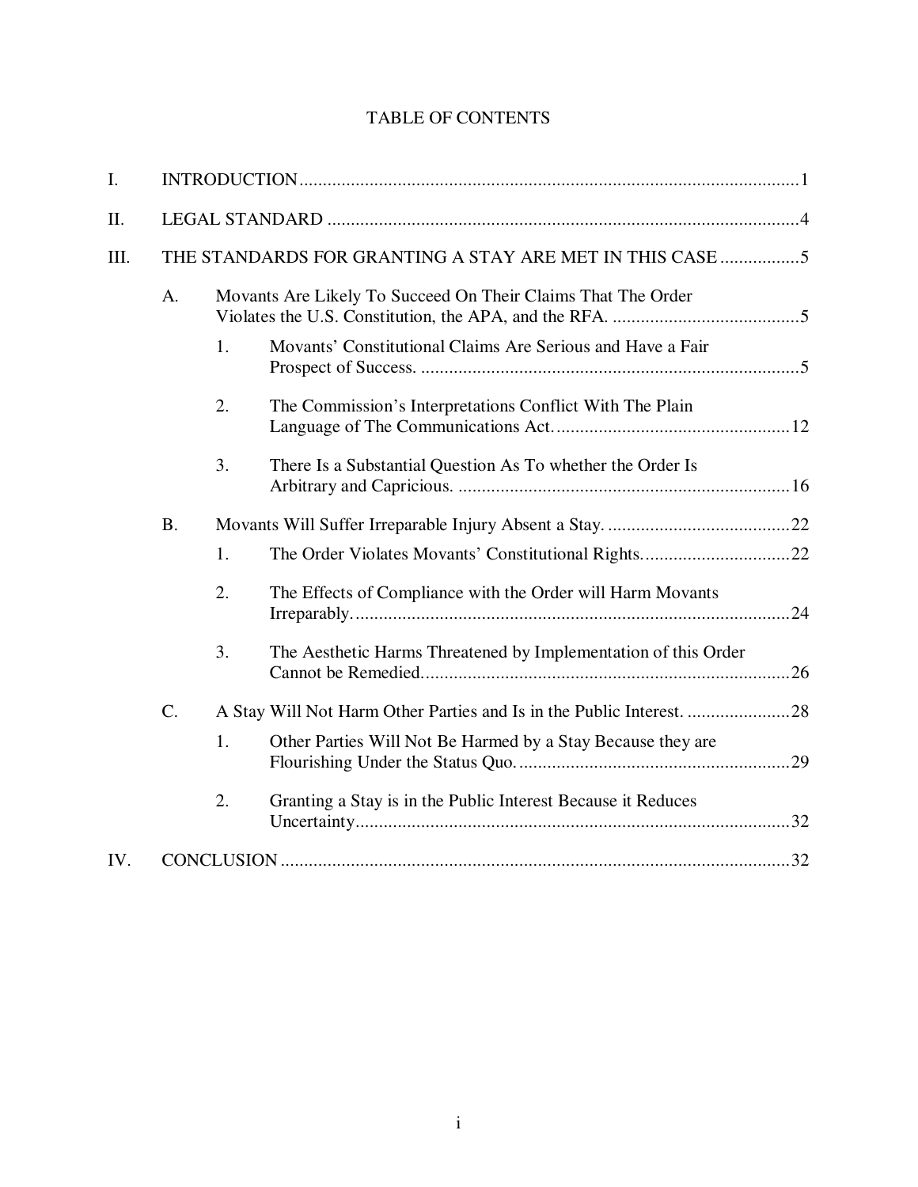# TABLE OF CONTENTS

I. INTRODUCTION ............................................................ 1

II. LEGAL STANDARD ............................................................ 4

III. THE STANDARDS FOR GRANTING A STAY ARE MET IN THIS CASE ................. 5

- A. Movants Are Likely To Succeed On Their Claims That The Order Violates the U.S. Constitution, the APA, and the RFA. ........................................ 5
  - 1. Movants' Constitutional Claims Are Serious and Have a Fair Prospect of Success. ........................................................................ 5
  - 2. The Commission's Interpretations Conflict With The Plain Language of The Communications Act. .................................................. 12
  - 3. There Is a Substantial Question As To whether the Order Is Arbitrary and Capricious. ....................................................................... 16
- B. Movants Will Suffer Irreparable Injury Absent a Stay. ....................................... 22
  - 1. The Order Violates Movants' Constitutional Rights. ............................... 22
  - 2. The Effects of Compliance with the Order will Harm Movants Irreparably. ............................................................................................. 24
  - 3. The Aesthetic Harms Threatened by Implementation of this Order Cannot be Remedied. ............................................................................. 26
- C. A Stay Will Not Harm Other Parties and Is in the Public Interest. ...................... 28
  - 1. Other Parties Will Not Be Harmed by a Stay Because they are Flourishing Under the Status Quo. .......................................................... 29
  - 2. Granting a Stay is in the Public Interest Because it Reduces Uncertainty. ............................................................................................ 32

IV. CONCLUSION ............................................................ 32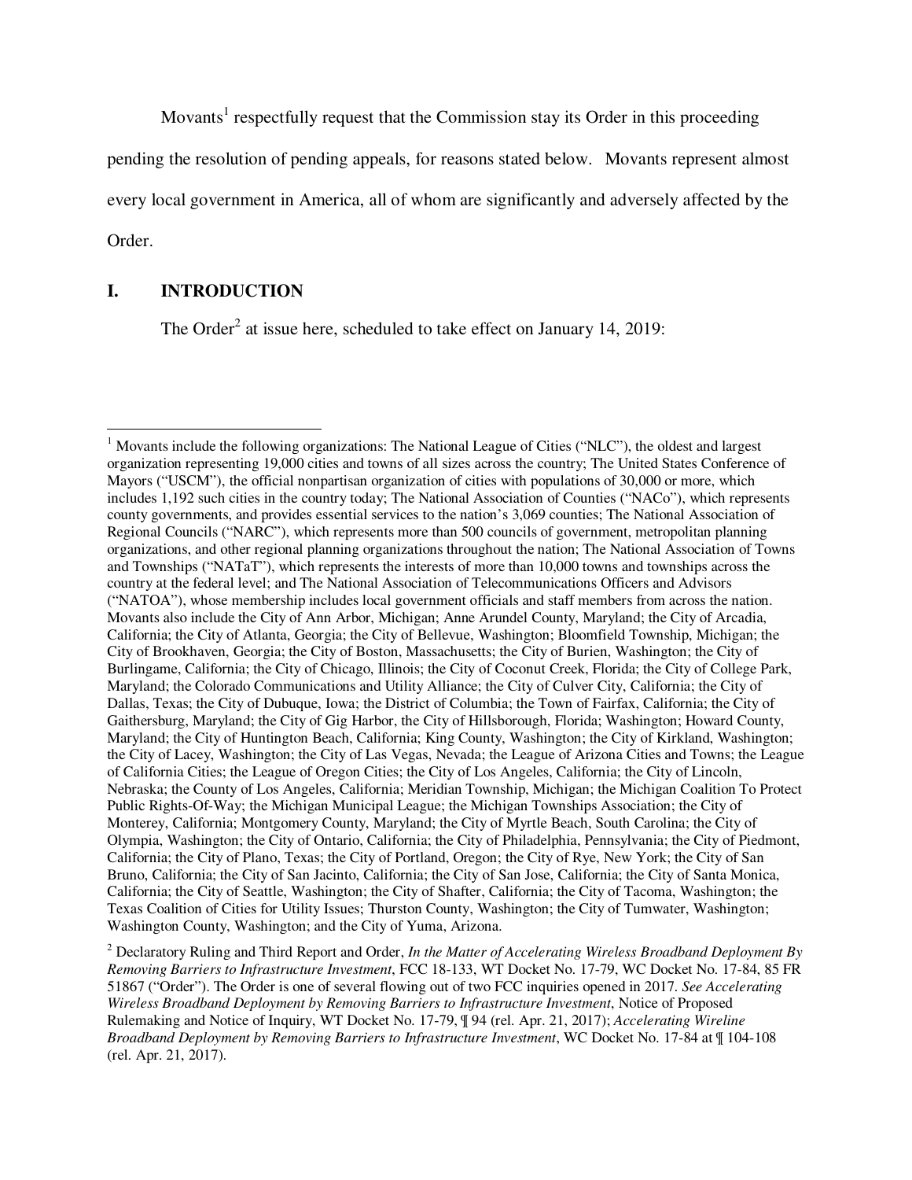Movants[1] respectfully request that the Commission stay its Order in this proceeding pending the resolution of pending appeals, for reasons stated below. Movants represent almost every local government in America, all of whom are significantly and adversely affected by the Order.

## I. INTRODUCTION

The Order[2] at issue here, scheduled to take effect on January 14, 2019:

---

[1] Movants include the following organizations: The National League of Cities ("NLC"), the oldest and largest organization representing 19,000 cities and towns of all sizes across the country; The United States Conference of Mayors ("USCM"), the official nonpartisan organization of cities with populations of 30,000 or more, which includes 1,192 such cities in the country today; The National Association of Counties ("NACo"), which represents county governments, and provides essential services to the nation's 3,069 counties; The National Association of Regional Councils ("NARC"), which represents more than 500 councils of government, metropolitan planning organizations, and other regional planning organizations throughout the nation; The National Association of Towns and Townships ("NATaT"), which represents the interests of more than 10,000 towns and townships across the country at the federal level; and The National Association of Telecommunications Officers and Advisors ("NATOA"), whose membership includes local government officials and staff members from across the nation. Movants also include the City of Ann Arbor, Michigan; Anne Arundel County, Maryland; the City of Arcadia, California; the City of Atlanta, Georgia; the City of Bellevue, Washington; Bloomfield Township, Michigan; the City of Brookhaven, Georgia; the City of Boston, Massachusetts; the City of Burien, Washington; the City of Burlingame, California; the City of Chicago, Illinois; the City of Coconut Creek, Florida; the City of College Park, Maryland; the Colorado Communications and Utility Alliance; the City of Culver City, California; the City of Dallas, Texas; the City of Dubuque, Iowa; the District of Columbia; the Town of Fairfax, California; the City of Gaithersburg, Maryland; the City of Gig Harbor, the City of Hillsborough, Florida; Washington; Howard County, Maryland; the City of Huntington Beach, California; King County, Washington; the City of Kirkland, Washington; the City of Lacey, Washington; the City of Las Vegas, Nevada; the League of Arizona Cities and Towns; the League of California Cities; the League of Oregon Cities; the City of Los Angeles, California; the City of Lincoln, Nebraska; the County of Los Angeles, California; Meridian Township, Michigan; the Michigan Coalition To Protect Public Rights-Of-Way; the Michigan Municipal League; the Michigan Townships Association; the City of Monterey, California; Montgomery County, Maryland; the City of Myrtle Beach, South Carolina; the City of Olympia, Washington; the City of Ontario, California; the City of Philadelphia, Pennsylvania; the City of Piedmont, California; the City of Plano, Texas; the City of Portland, Oregon; the City of Rye, New York; the City of San Bruno, California; the City of San Jacinto, California; the City of San Jose, California; the City of Santa Monica, California; the City of Seattle, Washington; the City of Shafter, California; the City of Tacoma, Washington; the Texas Coalition of Cities for Utility Issues; Thurston County, Washington; the City of Tumwater, Washington; Washington County, Washington; and the City of Yuma, Arizona.

[2] Declaratory Ruling and Third Report and Order, *In the Matter of Accelerating Wireless Broadband Deployment By Removing Barriers to Infrastructure Investment*, FCC 18-133, WT Docket No. 17-79, WC Docket No. 17-84, 85 FR 51867 ("Order"). The Order is one of several flowing out of two FCC inquiries opened in 2017. *See Accelerating Wireless Broadband Deployment by Removing Barriers to Infrastructure Investment*, Notice of Proposed Rulemaking and Notice of Inquiry, WT Docket No. 17-79, ¶ 94 (rel. Apr. 21, 2017); *Accelerating Wireline Broadband Deployment by Removing Barriers to Infrastructure Investment*, WC Docket No. 17-84 at ¶ 104-108 (rel. Apr. 21, 2017).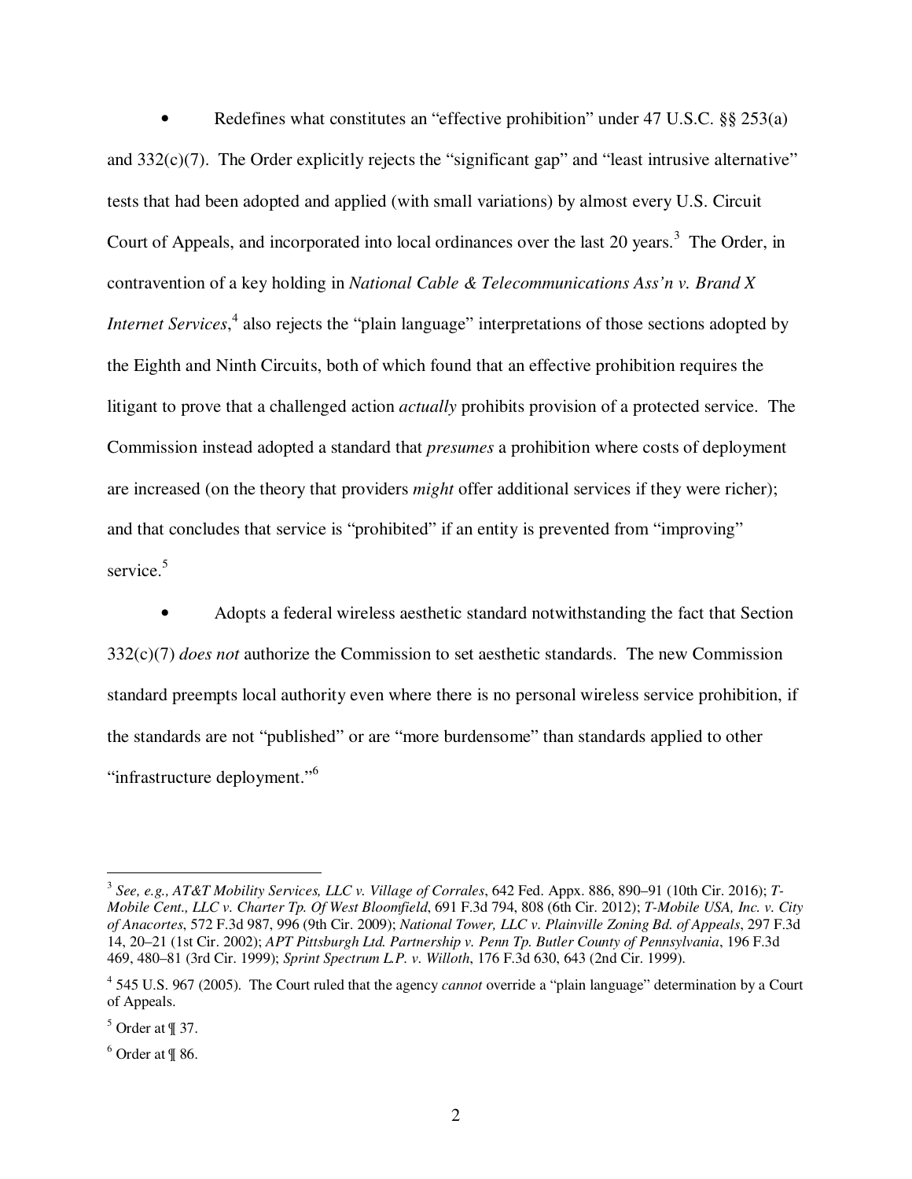- Redefines what constitutes an "effective prohibition" under 47 U.S.C. §§ 253(a) and 332(c)(7). The Order explicitly rejects the "significant gap" and "least intrusive alternative" tests that had been adopted and applied (with small variations) by almost every U.S. Circuit Court of Appeals, and incorporated into local ordinances over the last 20 years.[3] The Order, in contravention of a key holding in *National Cable & Telecommunications Ass'n v. Brand X Internet Services*,[4] also rejects the "plain language" interpretations of those sections adopted by the Eighth and Ninth Circuits, both of which found that an effective prohibition requires the litigant to prove that a challenged action *actually* prohibits provision of a protected service. The Commission instead adopted a standard that *presumes* a prohibition where costs of deployment are increased (on the theory that providers *might* offer additional services if they were richer); and that concludes that service is "prohibited" if an entity is prevented from "improving" service.[5]

- Adopts a federal wireless aesthetic standard notwithstanding the fact that Section 332(c)(7) *does not* authorize the Commission to set aesthetic standards. The new Commission standard preempts local authority even where there is no personal wireless service prohibition, if the standards are not "published" or are "more burdensome" than standards applied to other "infrastructure deployment."[6]

---

[3] *See, e.g., AT&T Mobility Services, LLC v. Village of Corrales*, 642 Fed. Appx. 886, 890–91 (10th Cir. 2016); *T-Mobile Cent., LLC v. Charter Tp. Of West Bloomfield*, 691 F.3d 794, 808 (6th Cir. 2012); *T-Mobile USA, Inc. v. City of Anacortes*, 572 F.3d 987, 996 (9th Cir. 2009); *National Tower, LLC v. Plainville Zoning Bd. of Appeals*, 297 F.3d 14, 20–21 (1st Cir. 2002); *APT Pittsburgh Ltd. Partnership v. Penn Tp. Butler County of Pennsylvania*, 196 F.3d 469, 480–81 (3rd Cir. 1999); *Sprint Spectrum L.P. v. Willoth*, 176 F.3d 630, 643 (2nd Cir. 1999).

[4] 545 U.S. 967 (2005). The Court ruled that the agency *cannot* override a "plain language" determination by a Court of Appeals.

[5] Order at ¶ 37.

[6] Order at ¶ 86.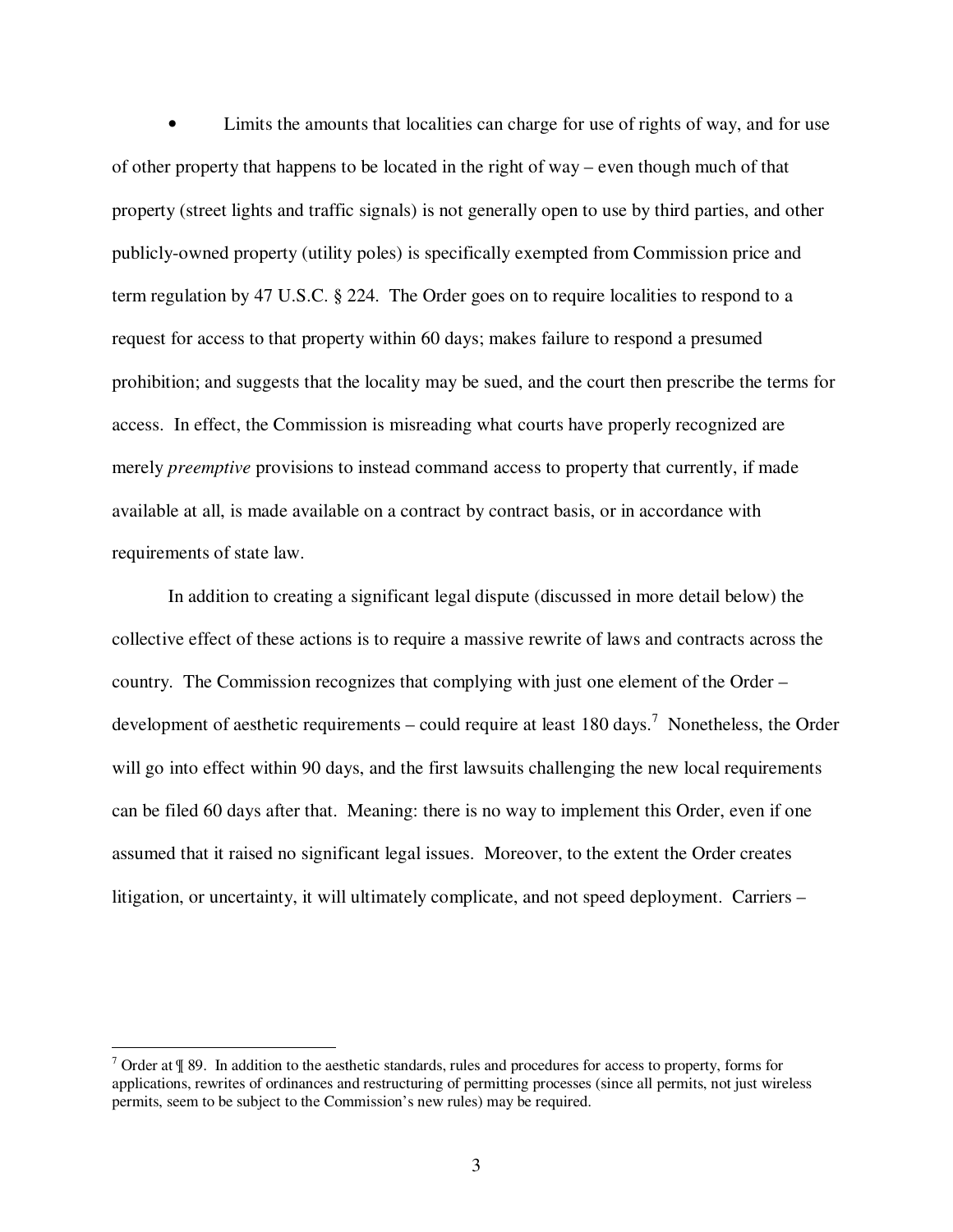- Limits the amounts that localities can charge for use of rights of way, and for use of other property that happens to be located in the right of way – even though much of that property (street lights and traffic signals) is not generally open to use by third parties, and other publicly-owned property (utility poles) is specifically exempted from Commission price and term regulation by 47 U.S.C. § 224. The Order goes on to require localities to respond to a request for access to that property within 60 days; makes failure to respond a presumed prohibition; and suggests that the locality may be sued, and the court then prescribe the terms for access. In effect, the Commission is misreading what courts have properly recognized are merely *preemptive* provisions to instead command access to property that currently, if made available at all, is made available on a contract by contract basis, or in accordance with requirements of state law.

In addition to creating a significant legal dispute (discussed in more detail below) the collective effect of these actions is to require a massive rewrite of laws and contracts across the country. The Commission recognizes that complying with just one element of the Order – development of aesthetic requirements – could require at least 180 days.[7] Nonetheless, the Order will go into effect within 90 days, and the first lawsuits challenging the new local requirements can be filed 60 days after that. Meaning: there is no way to implement this Order, even if one assumed that it raised no significant legal issues. Moreover, to the extent the Order creates litigation, or uncertainty, it will ultimately complicate, and not speed deployment. Carriers –

[7] Order at ¶ 89. In addition to the aesthetic standards, rules and procedures for access to property, forms for applications, rewrites of ordinances and restructuring of permitting processes (since all permits, not just wireless permits, seem to be subject to the Commission's new rules) may be required.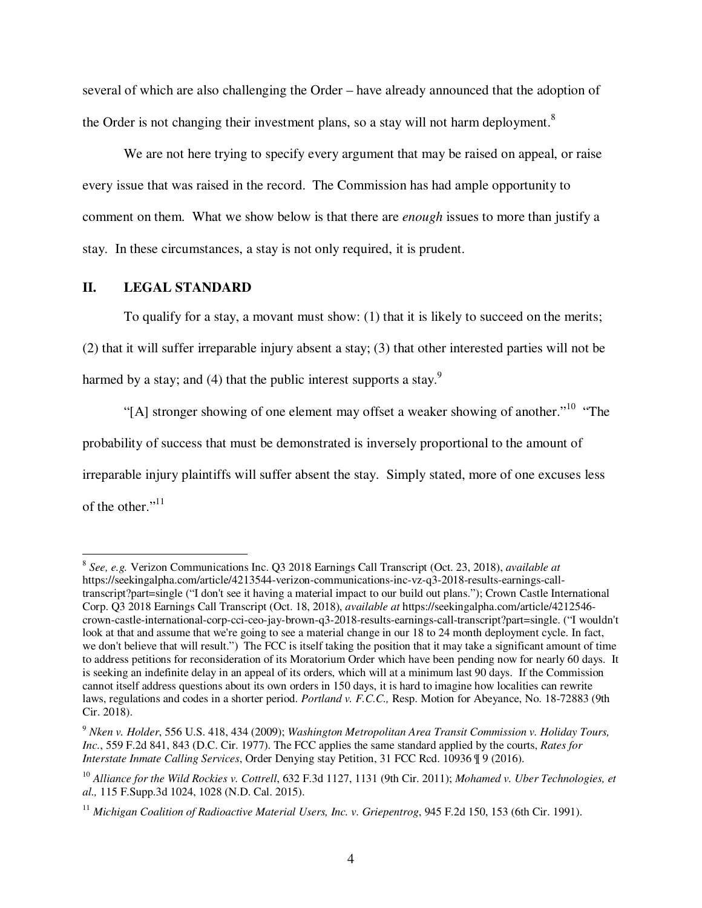several of which are also challenging the Order – have already announced that the adoption of the Order is not changing their investment plans, so a stay will not harm deployment.[8]

We are not here trying to specify every argument that may be raised on appeal, or raise every issue that was raised in the record. The Commission has had ample opportunity to comment on them. What we show below is that there are *enough* issues to more than justify a stay. In these circumstances, a stay is not only required, it is prudent.

## II. LEGAL STANDARD

To qualify for a stay, a movant must show: (1) that it is likely to succeed on the merits; (2) that it will suffer irreparable injury absent a stay; (3) that other interested parties will not be harmed by a stay; and (4) that the public interest supports a stay.[9]

"[A] stronger showing of one element may offset a weaker showing of another."[10] "The probability of success that must be demonstrated is inversely proportional to the amount of irreparable injury plaintiffs will suffer absent the stay. Simply stated, more of one excuses less of the other."[11]

---

[8] *See, e.g.* Verizon Communications Inc. Q3 2018 Earnings Call Transcript (Oct. 23, 2018), *available at* https://seekingalpha.com/article/4213544-verizon-communications-inc-vz-q3-2018-results-earnings-call-transcript?part=single ("I don't see it having a material impact to our build out plans."); Crown Castle International Corp. Q3 2018 Earnings Call Transcript (Oct. 18, 2018), *available at* https://seekingalpha.com/article/4212546-crown-castle-international-corp-cci-ceo-jay-brown-q3-2018-results-earnings-call-transcript?part=single. ("I wouldn't look at that and assume that we're going to see a material change in our 18 to 24 month deployment cycle. In fact, we don't believe that will result.") The FCC is itself taking the position that it may take a significant amount of time to address petitions for reconsideration of its Moratorium Order which have been pending now for nearly 60 days. It is seeking an indefinite delay in an appeal of its orders, which will at a minimum last 90 days. If the Commission cannot itself address questions about its own orders in 150 days, it is hard to imagine how localities can rewrite laws, regulations and codes in a shorter period. *Portland v. F.C.C.,* Resp. Motion for Abeyance, No. 18-72883 (9th Cir. 2018).

[9] *Nken v. Holder*, 556 U.S. 418, 434 (2009); *Washington Metropolitan Area Transit Commission v. Holiday Tours, Inc.*, 559 F.2d 841, 843 (D.C. Cir. 1977). The FCC applies the same standard applied by the courts, *Rates for Interstate Inmate Calling Services*, Order Denying stay Petition, 31 FCC Rcd. 10936 ¶ 9 (2016).

[10] *Alliance for the Wild Rockies v. Cottrell*, 632 F.3d 1127, 1131 (9th Cir. 2011); *Mohamed v. Uber Technologies, et al.,* 115 F.Supp.3d 1024, 1028 (N.D. Cal. 2015).

[11] *Michigan Coalition of Radioactive Material Users, Inc. v. Griepentrog*, 945 F.2d 150, 153 (6th Cir. 1991).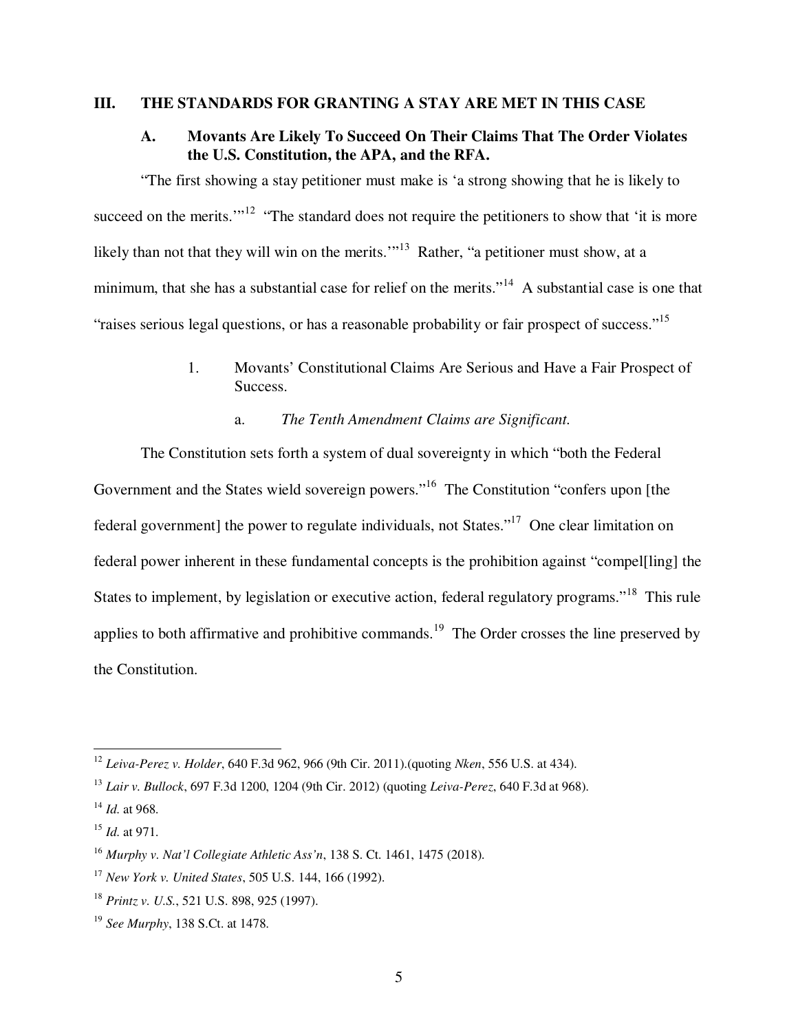## III. THE STANDARDS FOR GRANTING A STAY ARE MET IN THIS CASE

### A. Movants Are Likely To Succeed On Their Claims That The Order Violates the U.S. Constitution, the APA, and the RFA.

"The first showing a stay petitioner must make is 'a strong showing that he is likely to succeed on the merits.'"[12] "The standard does not require the petitioners to show that 'it is more likely than not that they will win on the merits.'"[13] Rather, "a petitioner must show, at a minimum, that she has a substantial case for relief on the merits."[14] A substantial case is one that "raises serious legal questions, or has a reasonable probability or fair prospect of success."[15]

#### 1. Movants' Constitutional Claims Are Serious and Have a Fair Prospect of Success.

##### a. *The Tenth Amendment Claims are Significant.*

The Constitution sets forth a system of dual sovereignty in which "both the Federal Government and the States wield sovereign powers."[16] The Constitution "confers upon [the federal government] the power to regulate individuals, not States."[17] One clear limitation on federal power inherent in these fundamental concepts is the prohibition against "compel[ling] the States to implement, by legislation or executive action, federal regulatory programs."[18] This rule applies to both affirmative and prohibitive commands.[19] The Order crosses the line preserved by the Constitution.

---

[12] *Leiva-Perez v. Holder*, 640 F.3d 962, 966 (9th Cir. 2011).(quoting *Nken*, 556 U.S. at 434).

[13] *Lair v. Bullock*, 697 F.3d 1200, 1204 (9th Cir. 2012) (quoting *Leiva-Perez*, 640 F.3d at 968).

[14] *Id.* at 968.

[15] *Id.* at 971.

[16] *Murphy v. Nat'l Collegiate Athletic Ass'n*, 138 S. Ct. 1461, 1475 (2018).

[17] *New York v. United States*, 505 U.S. 144, 166 (1992).

[18] *Printz v. U.S.*, 521 U.S. 898, 925 (1997).

[19] *See Murphy*, 138 S.Ct. at 1478.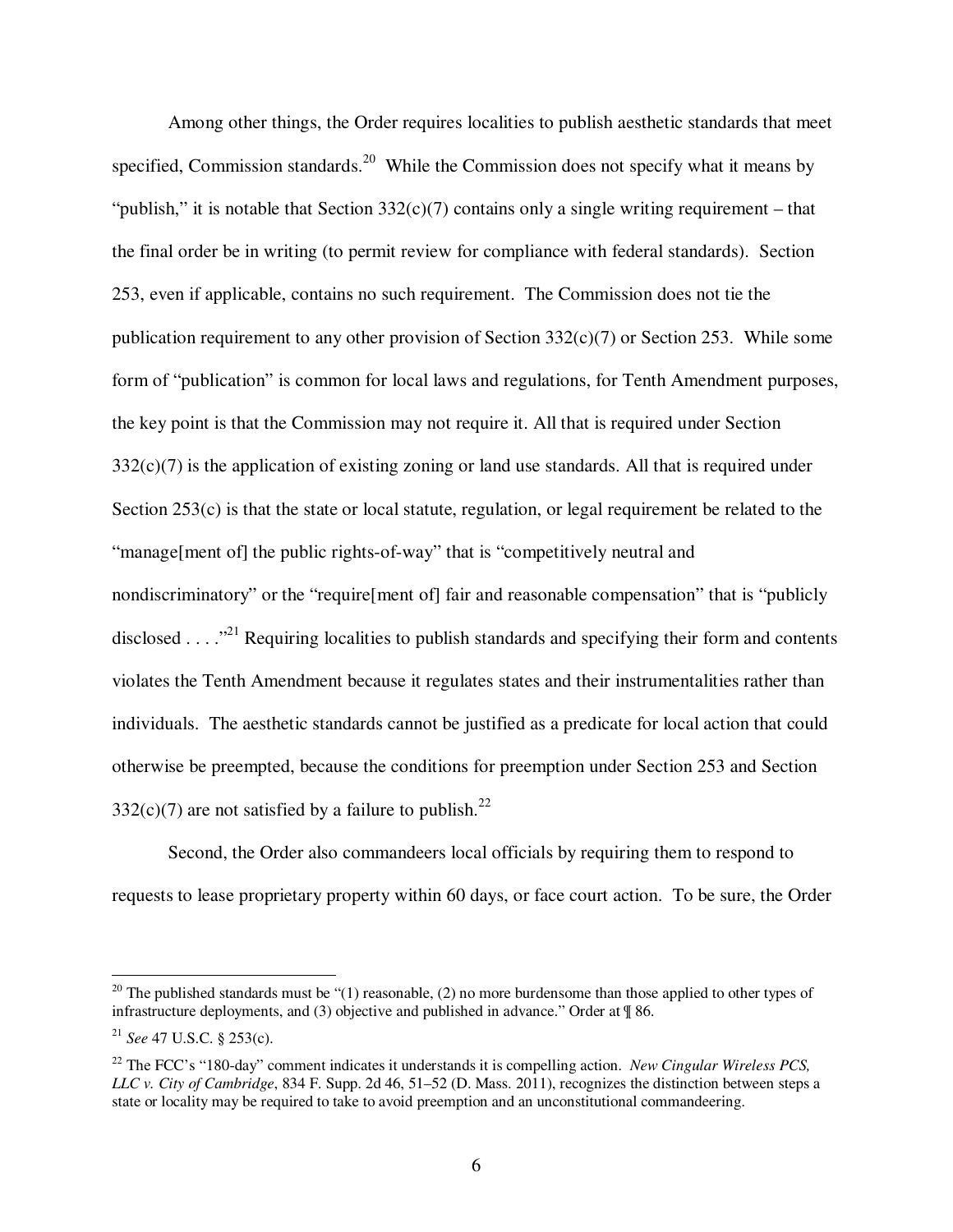Among other things, the Order requires localities to publish aesthetic standards that meet specified, Commission standards.[20] While the Commission does not specify what it means by "publish," it is notable that Section 332(c)(7) contains only a single writing requirement – that the final order be in writing (to permit review for compliance with federal standards). Section 253, even if applicable, contains no such requirement. The Commission does not tie the publication requirement to any other provision of Section 332(c)(7) or Section 253. While some form of "publication" is common for local laws and regulations, for Tenth Amendment purposes, the key point is that the Commission may not require it. All that is required under Section 332(c)(7) is the application of existing zoning or land use standards. All that is required under Section 253(c) is that the state or local statute, regulation, or legal requirement be related to the "manage[ment of] the public rights-of-way" that is "competitively neutral and nondiscriminatory" or the "require[ment of] fair and reasonable compensation" that is "publicly disclosed . . . ."[21] Requiring localities to publish standards and specifying their form and contents violates the Tenth Amendment because it regulates states and their instrumentalities rather than individuals. The aesthetic standards cannot be justified as a predicate for local action that could otherwise be preempted, because the conditions for preemption under Section 253 and Section 332(c)(7) are not satisfied by a failure to publish.[22]

Second, the Order also commandeers local officials by requiring them to respond to requests to lease proprietary property within 60 days, or face court action. To be sure, the Order

---

[20] The published standards must be "(1) reasonable, (2) no more burdensome than those applied to other types of infrastructure deployments, and (3) objective and published in advance." Order at ¶ 86.

[21] *See* 47 U.S.C. § 253(c).

[22] The FCC's "180-day" comment indicates it understands it is compelling action. *New Cingular Wireless PCS, LLC v. City of Cambridge*, 834 F. Supp. 2d 46, 51–52 (D. Mass. 2011), recognizes the distinction between steps a state or locality may be required to take to avoid preemption and an unconstitutional commandeering.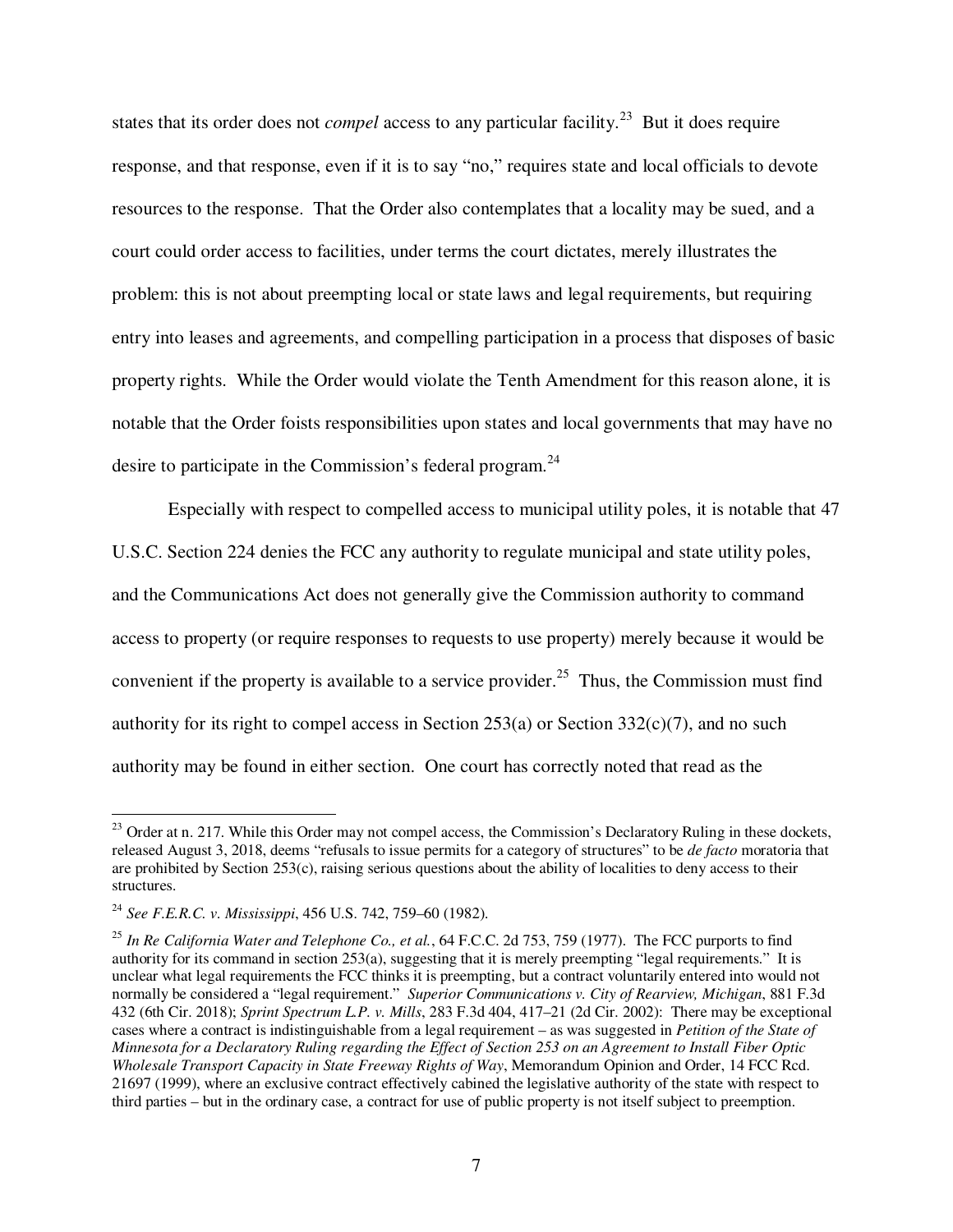states that its order does not *compel* access to any particular facility.[23] But it does require response, and that response, even if it is to say "no," requires state and local officials to devote resources to the response. That the Order also contemplates that a locality may be sued, and a court could order access to facilities, under terms the court dictates, merely illustrates the problem: this is not about preempting local or state laws and legal requirements, but requiring entry into leases and agreements, and compelling participation in a process that disposes of basic property rights. While the Order would violate the Tenth Amendment for this reason alone, it is notable that the Order foists responsibilities upon states and local governments that may have no desire to participate in the Commission's federal program.[24]

Especially with respect to compelled access to municipal utility poles, it is notable that 47 U.S.C. Section 224 denies the FCC any authority to regulate municipal and state utility poles, and the Communications Act does not generally give the Commission authority to command access to property (or require responses to requests to use property) merely because it would be convenient if the property is available to a service provider.[25] Thus, the Commission must find authority for its right to compel access in Section 253(a) or Section 332(c)(7), and no such authority may be found in either section. One court has correctly noted that read as the

---

[23] Order at n. 217. While this Order may not compel access, the Commission's Declaratory Ruling in these dockets, released August 3, 2018, deems "refusals to issue permits for a category of structures" to be *de facto* moratoria that are prohibited by Section 253(c), raising serious questions about the ability of localities to deny access to their structures.

[24] *See F.E.R.C. v. Mississippi*, 456 U.S. 742, 759–60 (1982).

[25] *In Re California Water and Telephone Co., et al.*, 64 F.C.C. 2d 753, 759 (1977). The FCC purports to find authority for its command in section 253(a), suggesting that it is merely preempting "legal requirements." It is unclear what legal requirements the FCC thinks it is preempting, but a contract voluntarily entered into would not normally be considered a "legal requirement." *Superior Communications v. City of Rearview, Michigan*, 881 F.3d 432 (6th Cir. 2018); *Sprint Spectrum L.P. v. Mills*, 283 F.3d 404, 417–21 (2d Cir. 2002): There may be exceptional cases where a contract is indistinguishable from a legal requirement – as was suggested in *Petition of the State of Minnesota for a Declaratory Ruling regarding the Effect of Section 253 on an Agreement to Install Fiber Optic Wholesale Transport Capacity in State Freeway Rights of Way*, Memorandum Opinion and Order, 14 FCC Rcd. 21697 (1999), where an exclusive contract effectively cabined the legislative authority of the state with respect to third parties – but in the ordinary case, a contract for use of public property is not itself subject to preemption.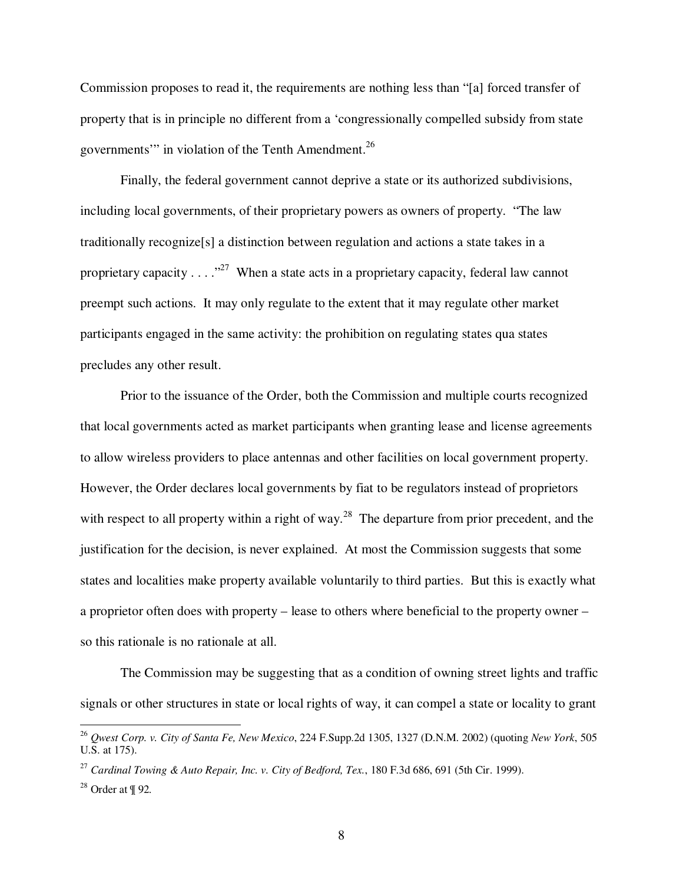Commission proposes to read it, the requirements are nothing less than "[a] forced transfer of property that is in principle no different from a 'congressionally compelled subsidy from state governments'" in violation of the Tenth Amendment.[26]

Finally, the federal government cannot deprive a state or its authorized subdivisions, including local governments, of their proprietary powers as owners of property. "The law traditionally recognize[s] a distinction between regulation and actions a state takes in a proprietary capacity . . . ."[27] When a state acts in a proprietary capacity, federal law cannot preempt such actions. It may only regulate to the extent that it may regulate other market participants engaged in the same activity: the prohibition on regulating states qua states precludes any other result.

Prior to the issuance of the Order, both the Commission and multiple courts recognized that local governments acted as market participants when granting lease and license agreements to allow wireless providers to place antennas and other facilities on local government property. However, the Order declares local governments by fiat to be regulators instead of proprietors with respect to all property within a right of way.[28] The departure from prior precedent, and the justification for the decision, is never explained. At most the Commission suggests that some states and localities make property available voluntarily to third parties. But this is exactly what a proprietor often does with property – lease to others where beneficial to the property owner – so this rationale is no rationale at all.

The Commission may be suggesting that as a condition of owning street lights and traffic signals or other structures in state or local rights of way, it can compel a state or locality to grant

---

[26] *Qwest Corp. v. City of Santa Fe, New Mexico*, 224 F.Supp.2d 1305, 1327 (D.N.M. 2002) (quoting *New York*, 505 U.S. at 175).

[27] *Cardinal Towing & Auto Repair, Inc. v. City of Bedford, Tex.*, 180 F.3d 686, 691 (5th Cir. 1999).

[28] Order at ¶ 92.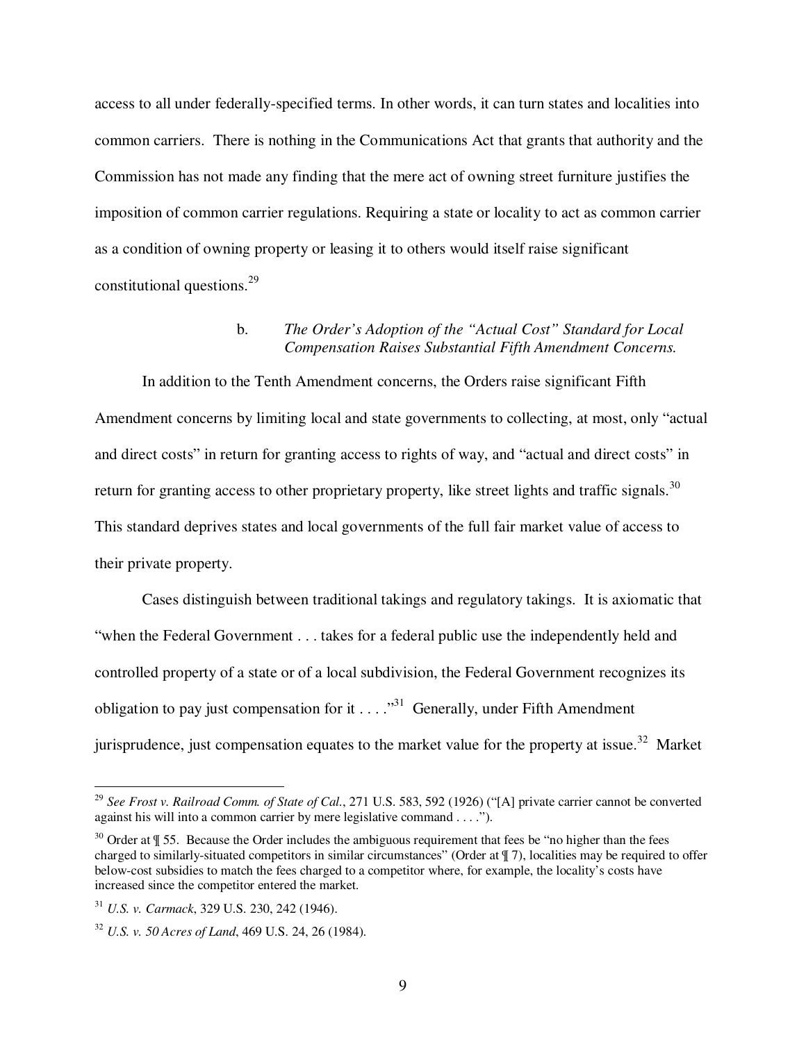access to all under federally-specified terms. In other words, it can turn states and localities into common carriers. There is nothing in the Communications Act that grants that authority and the Commission has not made any finding that the mere act of owning street furniture justifies the imposition of common carrier regulations. Requiring a state or locality to act as common carrier as a condition of owning property or leasing it to others would itself raise significant constitutional questions.[29]

b. *The Order's Adoption of the "Actual Cost" Standard for Local Compensation Raises Substantial Fifth Amendment Concerns.*

In addition to the Tenth Amendment concerns, the Orders raise significant Fifth Amendment concerns by limiting local and state governments to collecting, at most, only "actual and direct costs" in return for granting access to rights of way, and "actual and direct costs" in return for granting access to other proprietary property, like street lights and traffic signals.[30] This standard deprives states and local governments of the full fair market value of access to their private property.

Cases distinguish between traditional takings and regulatory takings. It is axiomatic that "when the Federal Government . . . takes for a federal public use the independently held and controlled property of a state or of a local subdivision, the Federal Government recognizes its obligation to pay just compensation for it . . . ."[31] Generally, under Fifth Amendment jurisprudence, just compensation equates to the market value for the property at issue.[32] Market

---

[29] *See Frost v. Railroad Comm. of State of Cal.*, 271 U.S. 583, 592 (1926) ("[A] private carrier cannot be converted against his will into a common carrier by mere legislative command . . . .").

[30] Order at ¶ 55. Because the Order includes the ambiguous requirement that fees be "no higher than the fees charged to similarly-situated competitors in similar circumstances" (Order at ¶ 7), localities may be required to offer below-cost subsidies to match the fees charged to a competitor where, for example, the locality's costs have increased since the competitor entered the market.

[31] *U.S. v. Carmack*, 329 U.S. 230, 242 (1946).

[32] *U.S. v. 50 Acres of Land*, 469 U.S. 24, 26 (1984).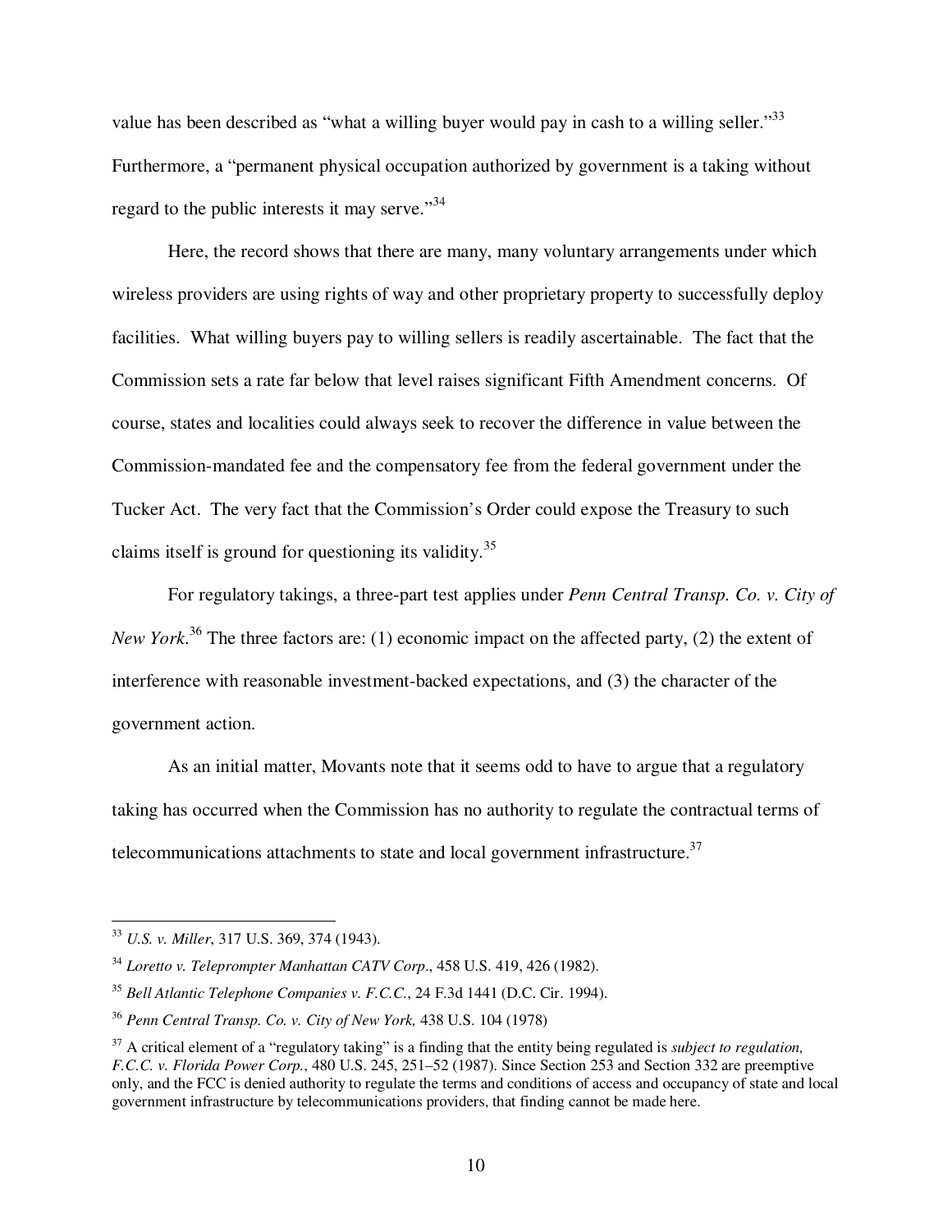value has been described as "what a willing buyer would pay in cash to a willing seller."[33] Furthermore, a "permanent physical occupation authorized by government is a taking without regard to the public interests it may serve."[34]

Here, the record shows that there are many, many voluntary arrangements under which wireless providers are using rights of way and other proprietary property to successfully deploy facilities. What willing buyers pay to willing sellers is readily ascertainable. The fact that the Commission sets a rate far below that level raises significant Fifth Amendment concerns. Of course, states and localities could always seek to recover the difference in value between the Commission-mandated fee and the compensatory fee from the federal government under the Tucker Act. The very fact that the Commission's Order could expose the Treasury to such claims itself is ground for questioning its validity.[35]

For regulatory takings, a three-part test applies under *Penn Central Transp. Co. v. City of New York*.[36] The three factors are: (1) economic impact on the affected party, (2) the extent of interference with reasonable investment-backed expectations, and (3) the character of the government action.

As an initial matter, Movants note that it seems odd to have to argue that a regulatory taking has occurred when the Commission has no authority to regulate the contractual terms of telecommunications attachments to state and local government infrastructure.[37]

---

[33] *U.S. v. Miller*, 317 U.S. 369, 374 (1943).

[34] *Loretto v. Teleprompter Manhattan CATV Corp*., 458 U.S. 419, 426 (1982).

[35] *Bell Atlantic Telephone Companies v. F.C.C.*, 24 F.3d 1441 (D.C. Cir. 1994).

[36] *Penn Central Transp. Co. v. City of New York,* 438 U.S. 104 (1978)

[37] A critical element of a "regulatory taking" is a finding that the entity being regulated is *subject to regulation, F.C.C. v. Florida Power Corp.*, 480 U.S. 245, 251–52 (1987). Since Section 253 and Section 332 are preemptive only, and the FCC is denied authority to regulate the terms and conditions of access and occupancy of state and local government infrastructure by telecommunications providers, that finding cannot be made here.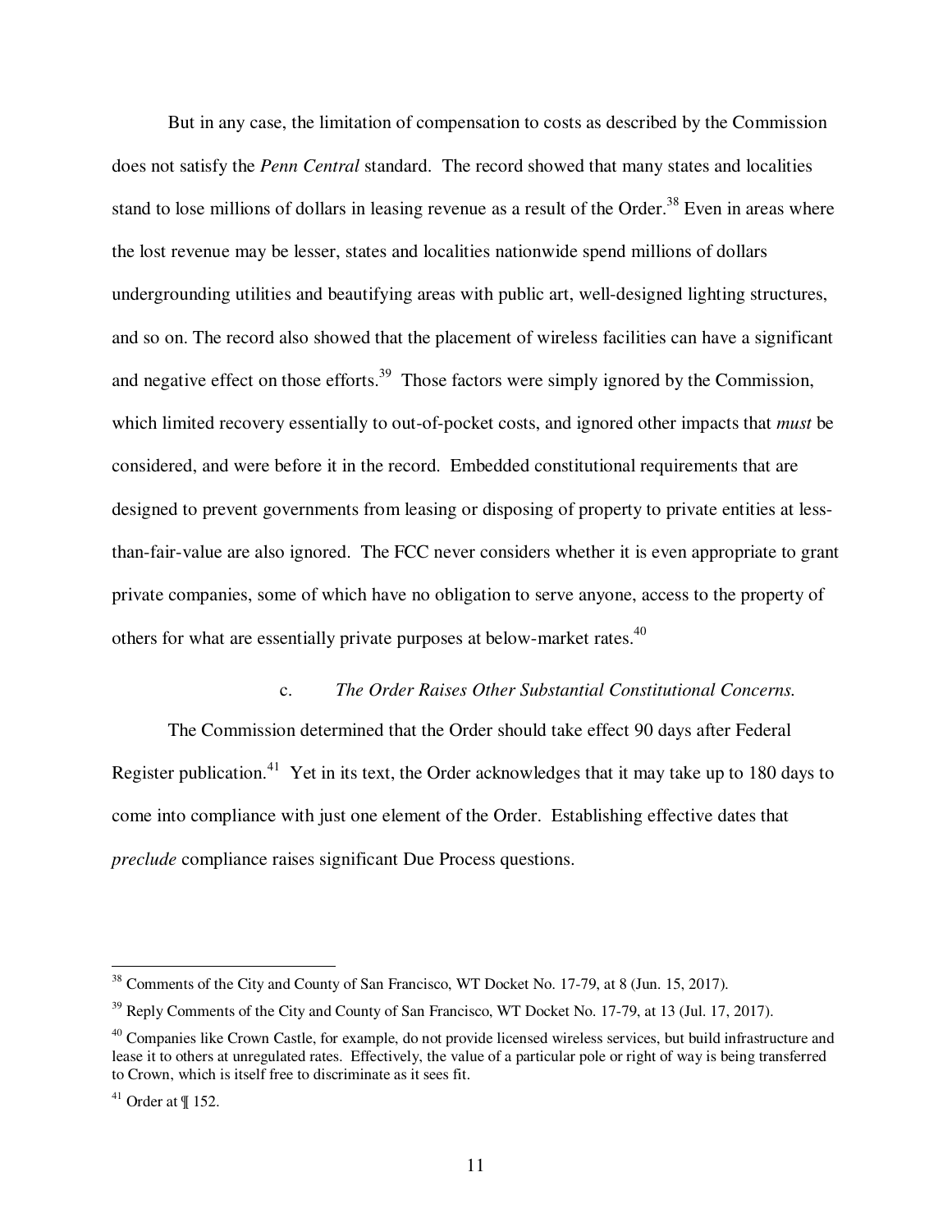But in any case, the limitation of compensation to costs as described by the Commission does not satisfy the *Penn Central* standard. The record showed that many states and localities stand to lose millions of dollars in leasing revenue as a result of the Order.[38] Even in areas where the lost revenue may be lesser, states and localities nationwide spend millions of dollars undergrounding utilities and beautifying areas with public art, well-designed lighting structures, and so on. The record also showed that the placement of wireless facilities can have a significant and negative effect on those efforts.[39] Those factors were simply ignored by the Commission, which limited recovery essentially to out-of-pocket costs, and ignored other impacts that *must* be considered, and were before it in the record. Embedded constitutional requirements that are designed to prevent governments from leasing or disposing of property to private entities at less-than-fair-value are also ignored. The FCC never considers whether it is even appropriate to grant private companies, some of which have no obligation to serve anyone, access to the property of others for what are essentially private purposes at below-market rates.[40]

c. *The Order Raises Other Substantial Constitutional Concerns.*

The Commission determined that the Order should take effect 90 days after Federal Register publication.[41] Yet in its text, the Order acknowledges that it may take up to 180 days to come into compliance with just one element of the Order. Establishing effective dates that *preclude* compliance raises significant Due Process questions.

---

[38] Comments of the City and County of San Francisco, WT Docket No. 17-79, at 8 (Jun. 15, 2017).

[39] Reply Comments of the City and County of San Francisco, WT Docket No. 17-79, at 13 (Jul. 17, 2017).

[40] Companies like Crown Castle, for example, do not provide licensed wireless services, but build infrastructure and lease it to others at unregulated rates. Effectively, the value of a particular pole or right of way is being transferred to Crown, which is itself free to discriminate as it sees fit.

[41] Order at ¶ 152.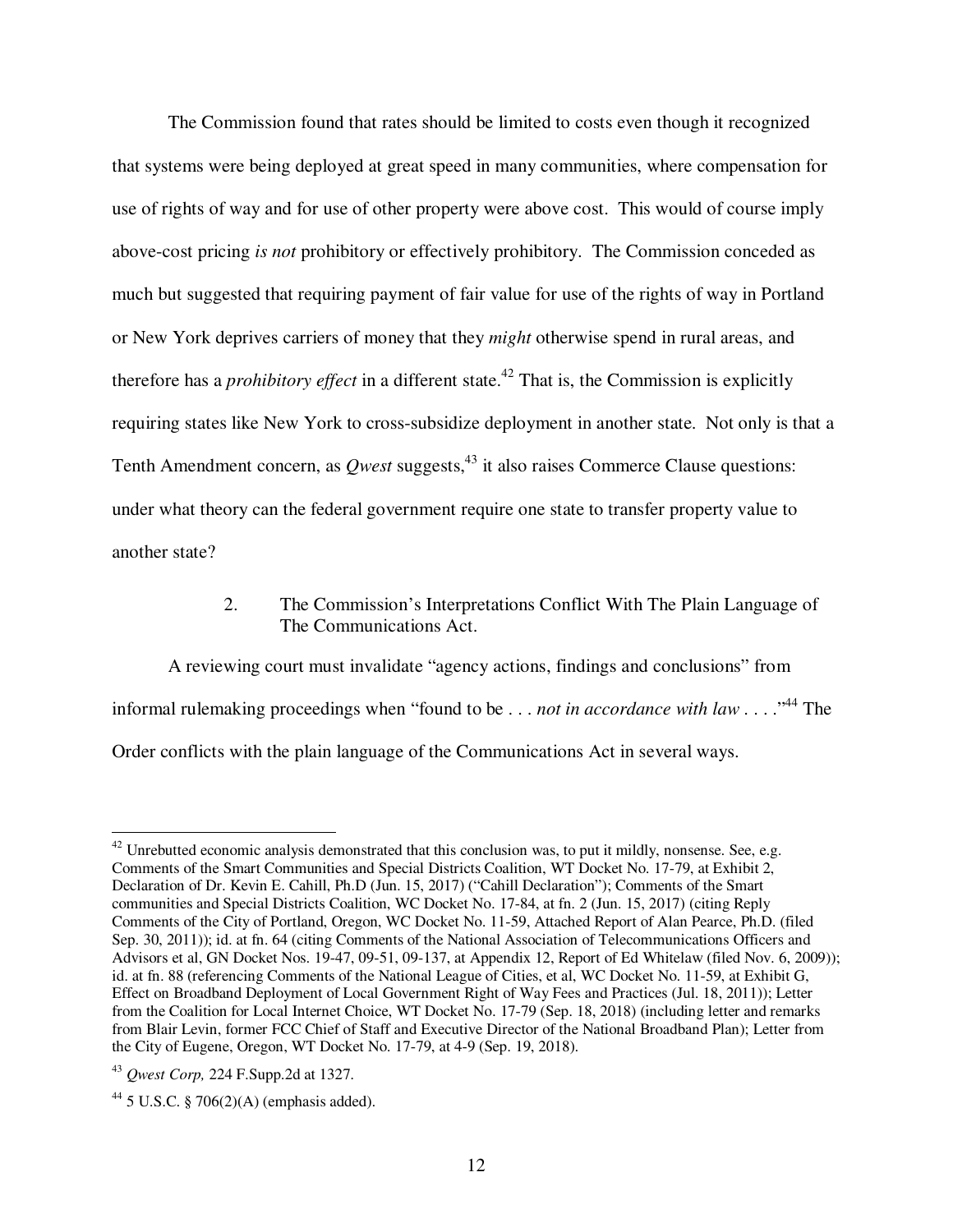The Commission found that rates should be limited to costs even though it recognized that systems were being deployed at great speed in many communities, where compensation for use of rights of way and for use of other property were above cost. This would of course imply above-cost pricing *is not* prohibitory or effectively prohibitory. The Commission conceded as much but suggested that requiring payment of fair value for use of the rights of way in Portland or New York deprives carriers of money that they *might* otherwise spend in rural areas, and therefore has a *prohibitory effect* in a different state.[42] That is, the Commission is explicitly requiring states like New York to cross-subsidize deployment in another state. Not only is that a Tenth Amendment concern, as *Qwest* suggests,[43] it also raises Commerce Clause questions: under what theory can the federal government require one state to transfer property value to another state?

### 2. The Commission's Interpretations Conflict With The Plain Language of The Communications Act.

A reviewing court must invalidate "agency actions, findings and conclusions" from informal rulemaking proceedings when "found to be . . . *not in accordance with law* . . . ."[44] The Order conflicts with the plain language of the Communications Act in several ways.

---

[42] Unrebutted economic analysis demonstrated that this conclusion was, to put it mildly, nonsense. See, e.g. Comments of the Smart Communities and Special Districts Coalition, WT Docket No. 17-79, at Exhibit 2, Declaration of Dr. Kevin E. Cahill, Ph.D (Jun. 15, 2017) ("Cahill Declaration"); Comments of the Smart communities and Special Districts Coalition, WC Docket No. 17-84, at fn. 2 (Jun. 15, 2017) (citing Reply Comments of the City of Portland, Oregon, WC Docket No. 11-59, Attached Report of Alan Pearce, Ph.D. (filed Sep. 30, 2011)); id. at fn. 64 (citing Comments of the National Association of Telecommunications Officers and Advisors et al, GN Docket Nos. 19-47, 09-51, 09-137, at Appendix 12, Report of Ed Whitelaw (filed Nov. 6, 2009)); id. at fn. 88 (referencing Comments of the National League of Cities, et al, WC Docket No. 11-59, at Exhibit G, Effect on Broadband Deployment of Local Government Right of Way Fees and Practices (Jul. 18, 2011)); Letter from the Coalition for Local Internet Choice, WT Docket No. 17-79 (Sep. 18, 2018) (including letter and remarks from Blair Levin, former FCC Chief of Staff and Executive Director of the National Broadband Plan); Letter from the City of Eugene, Oregon, WT Docket No. 17-79, at 4-9 (Sep. 19, 2018).

[43] *Qwest Corp,* 224 F.Supp.2d at 1327.

[44] 5 U.S.C. § 706(2)(A) (emphasis added).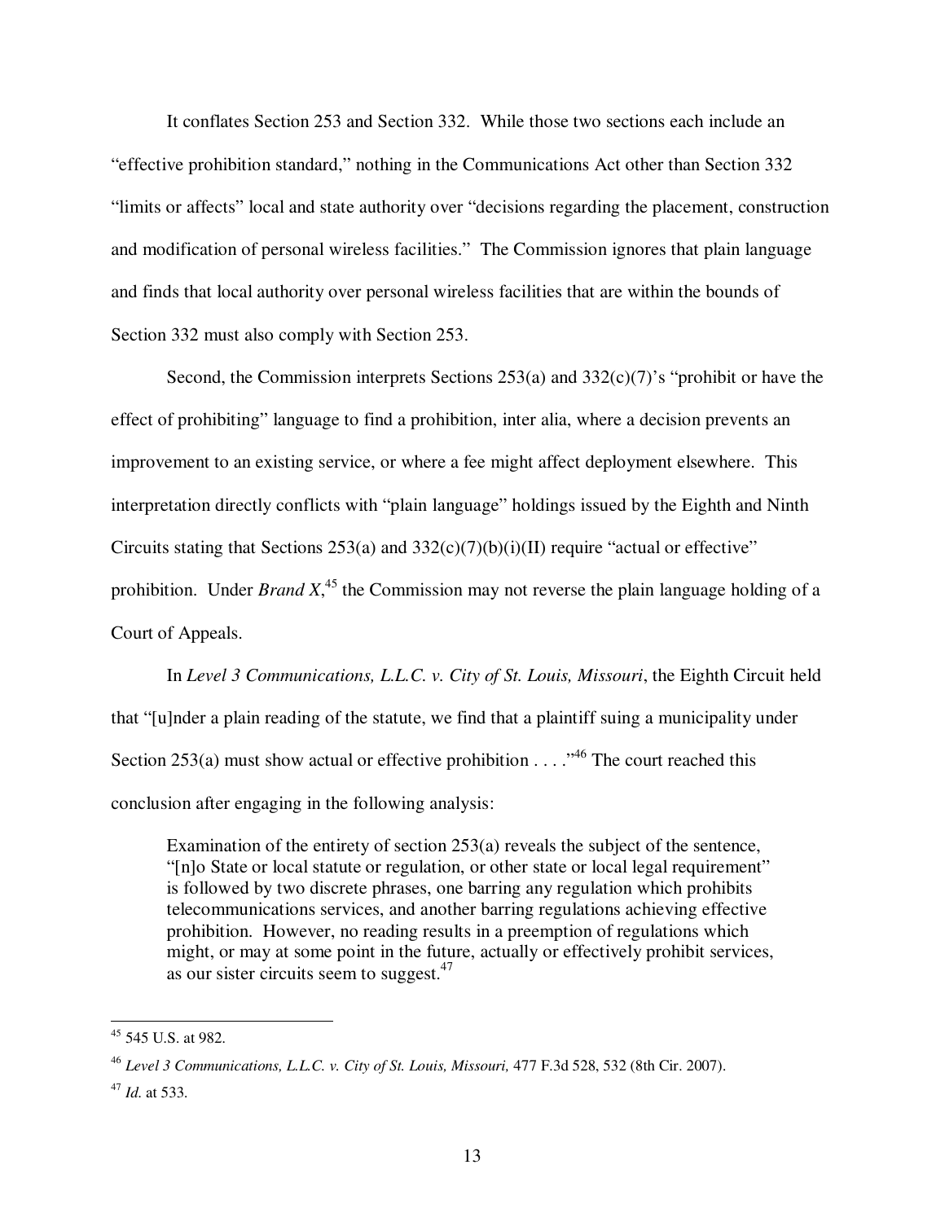It conflates Section 253 and Section 332. While those two sections each include an "effective prohibition standard," nothing in the Communications Act other than Section 332 "limits or affects" local and state authority over "decisions regarding the placement, construction and modification of personal wireless facilities." The Commission ignores that plain language and finds that local authority over personal wireless facilities that are within the bounds of Section 332 must also comply with Section 253.

Second, the Commission interprets Sections 253(a) and 332(c)(7)'s "prohibit or have the effect of prohibiting" language to find a prohibition, inter alia, where a decision prevents an improvement to an existing service, or where a fee might affect deployment elsewhere. This interpretation directly conflicts with "plain language" holdings issued by the Eighth and Ninth Circuits stating that Sections 253(a) and 332(c)(7)(b)(i)(II) require "actual or effective" prohibition. Under *Brand X*,[45] the Commission may not reverse the plain language holding of a Court of Appeals.

In *Level 3 Communications, L.L.C. v. City of St. Louis, Missouri*, the Eighth Circuit held that "[u]nder a plain reading of the statute, we find that a plaintiff suing a municipality under Section 253(a) must show actual or effective prohibition . . . ."[46] The court reached this conclusion after engaging in the following analysis:

> Examination of the entirety of section 253(a) reveals the subject of the sentence, "[n]o State or local statute or regulation, or other state or local legal requirement" is followed by two discrete phrases, one barring any regulation which prohibits telecommunications services, and another barring regulations achieving effective prohibition. However, no reading results in a preemption of regulations which might, or may at some point in the future, actually or effectively prohibit services, as our sister circuits seem to suggest.[47]

---

[45] 545 U.S. at 982.

[46] *Level 3 Communications, L.L.C. v. City of St. Louis, Missouri,* 477 F.3d 528, 532 (8th Cir. 2007).

[47] *Id.* at 533.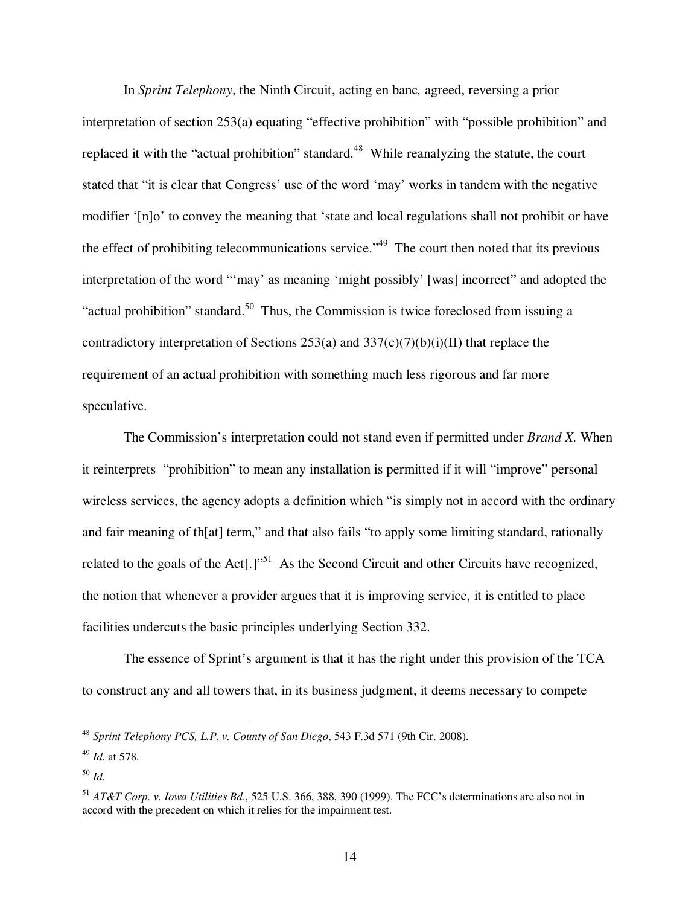In *Sprint Telephony*, the Ninth Circuit, acting en banc*,* agreed, reversing a prior interpretation of section 253(a) equating "effective prohibition" with "possible prohibition" and replaced it with the "actual prohibition" standard.[48] While reanalyzing the statute, the court stated that "it is clear that Congress' use of the word 'may' works in tandem with the negative modifier '[n]o' to convey the meaning that 'state and local regulations shall not prohibit or have the effect of prohibiting telecommunications service.'"[49] The court then noted that its previous interpretation of the word "'may' as meaning 'might possibly' [was] incorrect" and adopted the "actual prohibition" standard.[50] Thus, the Commission is twice foreclosed from issuing a contradictory interpretation of Sections 253(a) and 337(c)(7)(b)(i)(II) that replace the requirement of an actual prohibition with something much less rigorous and far more speculative.

The Commission's interpretation could not stand even if permitted under *Brand X.* When it reinterprets "prohibition" to mean any installation is permitted if it will "improve" personal wireless services, the agency adopts a definition which "is simply not in accord with the ordinary and fair meaning of th[at] term," and that also fails "to apply some limiting standard, rationally related to the goals of the Act[.]"[51] As the Second Circuit and other Circuits have recognized, the notion that whenever a provider argues that it is improving service, it is entitled to place facilities undercuts the basic principles underlying Section 332.

The essence of Sprint's argument is that it has the right under this provision of the TCA to construct any and all towers that, in its business judgment, it deems necessary to compete

---

[48] *Sprint Telephony PCS, L.P. v. County of San Diego*, 543 F.3d 571 (9th Cir. 2008).

[49] *Id.* at 578.

[50] *Id.*

[51] *AT&T Corp. v. Iowa Utilities Bd*., 525 U.S. 366, 388, 390 (1999). The FCC's determinations are also not in accord with the precedent on which it relies for the impairment test.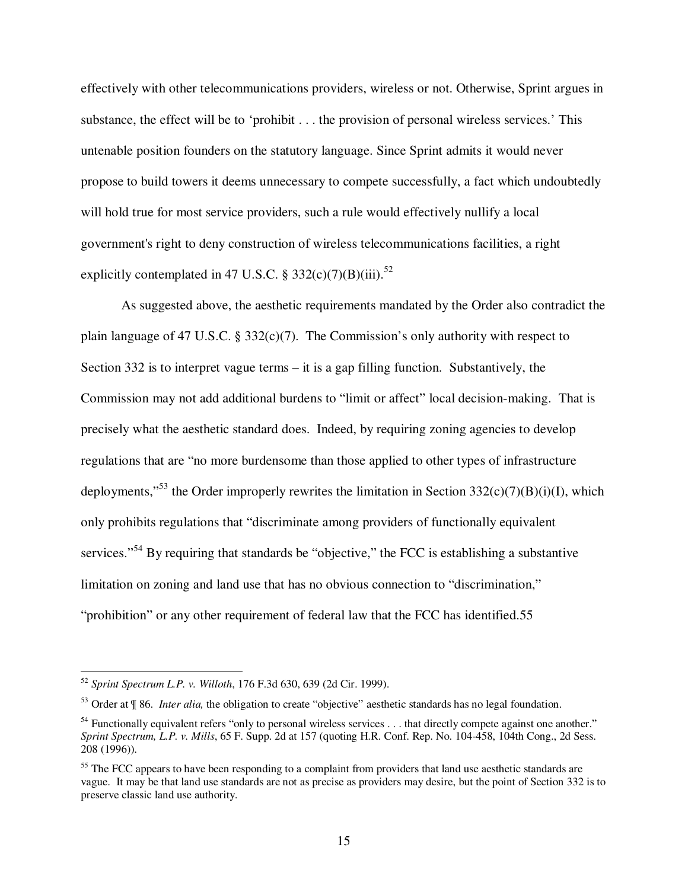effectively with other telecommunications providers, wireless or not. Otherwise, Sprint argues in substance, the effect will be to 'prohibit . . . the provision of personal wireless services.' This untenable position founders on the statutory language. Since Sprint admits it would never propose to build towers it deems unnecessary to compete successfully, a fact which undoubtedly will hold true for most service providers, such a rule would effectively nullify a local government's right to deny construction of wireless telecommunications facilities, a right explicitly contemplated in 47 U.S.C. § 332(c)(7)(B)(iii).[52]

As suggested above, the aesthetic requirements mandated by the Order also contradict the plain language of 47 U.S.C. § 332(c)(7). The Commission's only authority with respect to Section 332 is to interpret vague terms – it is a gap filling function. Substantively, the Commission may not add additional burdens to "limit or affect" local decision-making. That is precisely what the aesthetic standard does. Indeed, by requiring zoning agencies to develop regulations that are "no more burdensome than those applied to other types of infrastructure deployments,"[53] the Order improperly rewrites the limitation in Section 332(c)(7)(B)(i)(I), which only prohibits regulations that "discriminate among providers of functionally equivalent services."[54] By requiring that standards be "objective," the FCC is establishing a substantive limitation on zoning and land use that has no obvious connection to "discrimination," "prohibition" or any other requirement of federal law that the FCC has identified.55

---

[52] *Sprint Spectrum L.P. v. Willoth*, 176 F.3d 630, 639 (2d Cir. 1999).

[53] Order at ¶ 86. *Inter alia,* the obligation to create "objective" aesthetic standards has no legal foundation.

[54] Functionally equivalent refers "only to personal wireless services . . . that directly compete against one another." *Sprint Spectrum, L.P. v. Mills*, 65 F. Supp. 2d at 157 (quoting H.R. Conf. Rep. No. 104-458, 104th Cong., 2d Sess. 208 (1996)).

[55] The FCC appears to have been responding to a complaint from providers that land use aesthetic standards are vague. It may be that land use standards are not as precise as providers may desire, but the point of Section 332 is to preserve classic land use authority.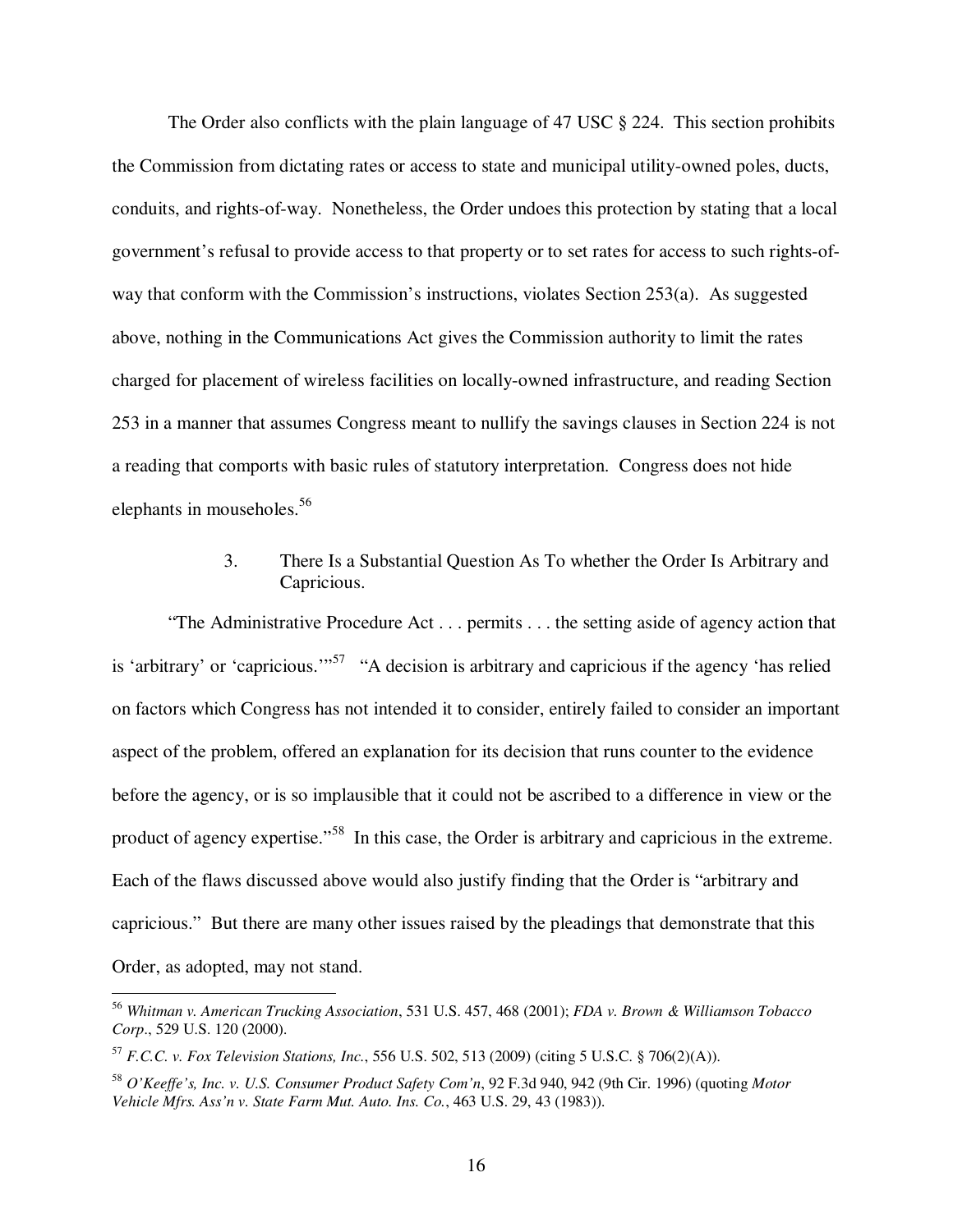The Order also conflicts with the plain language of 47 USC § 224. This section prohibits the Commission from dictating rates or access to state and municipal utility-owned poles, ducts, conduits, and rights-of-way. Nonetheless, the Order undoes this protection by stating that a local government's refusal to provide access to that property or to set rates for access to such rights-of-way that conform with the Commission's instructions, violates Section 253(a). As suggested above, nothing in the Communications Act gives the Commission authority to limit the rates charged for placement of wireless facilities on locally-owned infrastructure, and reading Section 253 in a manner that assumes Congress meant to nullify the savings clauses in Section 224 is not a reading that comports with basic rules of statutory interpretation. Congress does not hide elephants in mouseholes.[56]

### 3. There Is a Substantial Question As To whether the Order Is Arbitrary and Capricious.

"The Administrative Procedure Act . . . permits . . . the setting aside of agency action that is 'arbitrary' or 'capricious.'"[57] "A decision is arbitrary and capricious if the agency 'has relied on factors which Congress has not intended it to consider, entirely failed to consider an important aspect of the problem, offered an explanation for its decision that runs counter to the evidence before the agency, or is so implausible that it could not be ascribed to a difference in view or the product of agency expertise."[58] In this case, the Order is arbitrary and capricious in the extreme. Each of the flaws discussed above would also justify finding that the Order is "arbitrary and capricious." But there are many other issues raised by the pleadings that demonstrate that this Order, as adopted, may not stand.

---

[56] *Whitman v. American Trucking Association*, 531 U.S. 457, 468 (2001); *FDA v. Brown & Williamson Tobacco Corp*., 529 U.S. 120 (2000).

[57] *F.C.C. v. Fox Television Stations, Inc.*, 556 U.S. 502, 513 (2009) (citing 5 U.S.C. § 706(2)(A)).

[58] *O'Keeffe's, Inc. v. U.S. Consumer Product Safety Com'n*, 92 F.3d 940, 942 (9th Cir. 1996) (quoting *Motor Vehicle Mfrs. Ass'n v. State Farm Mut. Auto. Ins. Co.*, 463 U.S. 29, 43 (1983)).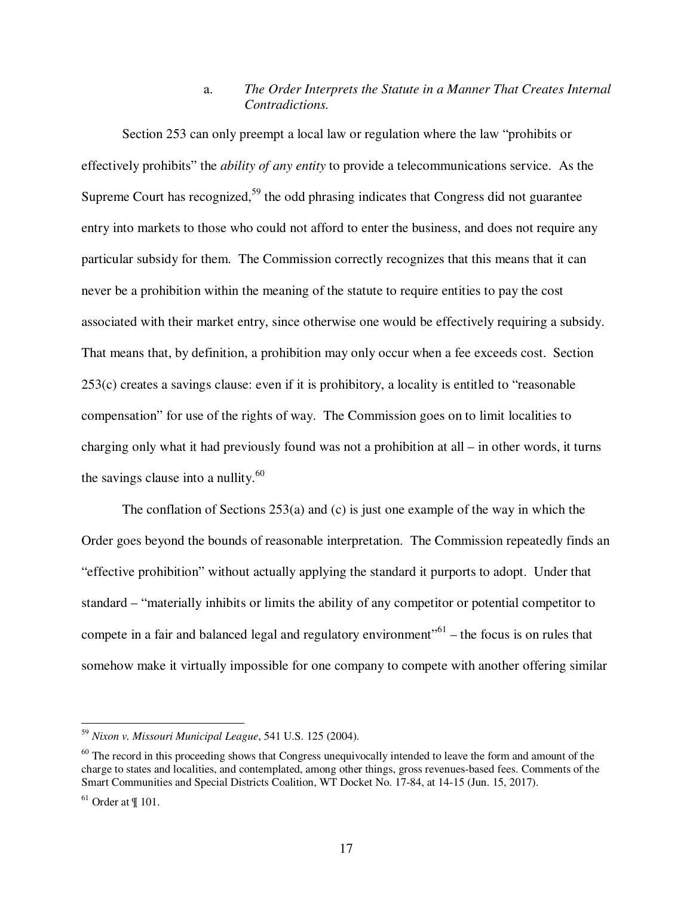#### a. *The Order Interprets the Statute in a Manner That Creates Internal Contradictions.*

Section 253 can only preempt a local law or regulation where the law "prohibits or effectively prohibits" the *ability of any entity* to provide a telecommunications service. As the Supreme Court has recognized,[59] the odd phrasing indicates that Congress did not guarantee entry into markets to those who could not afford to enter the business, and does not require any particular subsidy for them. The Commission correctly recognizes that this means that it can never be a prohibition within the meaning of the statute to require entities to pay the cost associated with their market entry, since otherwise one would be effectively requiring a subsidy. That means that, by definition, a prohibition may only occur when a fee exceeds cost. Section 253(c) creates a savings clause: even if it is prohibitory, a locality is entitled to "reasonable compensation" for use of the rights of way. The Commission goes on to limit localities to charging only what it had previously found was not a prohibition at all – in other words, it turns the savings clause into a nullity.[60]

The conflation of Sections 253(a) and (c) is just one example of the way in which the Order goes beyond the bounds of reasonable interpretation. The Commission repeatedly finds an "effective prohibition" without actually applying the standard it purports to adopt. Under that standard – "materially inhibits or limits the ability of any competitor or potential competitor to compete in a fair and balanced legal and regulatory environment"[61] – the focus is on rules that somehow make it virtually impossible for one company to compete with another offering similar

---

[59] *Nixon v. Missouri Municipal League*, 541 U.S. 125 (2004).

[60] The record in this proceeding shows that Congress unequivocally intended to leave the form and amount of the charge to states and localities, and contemplated, among other things, gross revenues-based fees. Comments of the Smart Communities and Special Districts Coalition, WT Docket No. 17-84, at 14-15 (Jun. 15, 2017).

[61] Order at ¶ 101.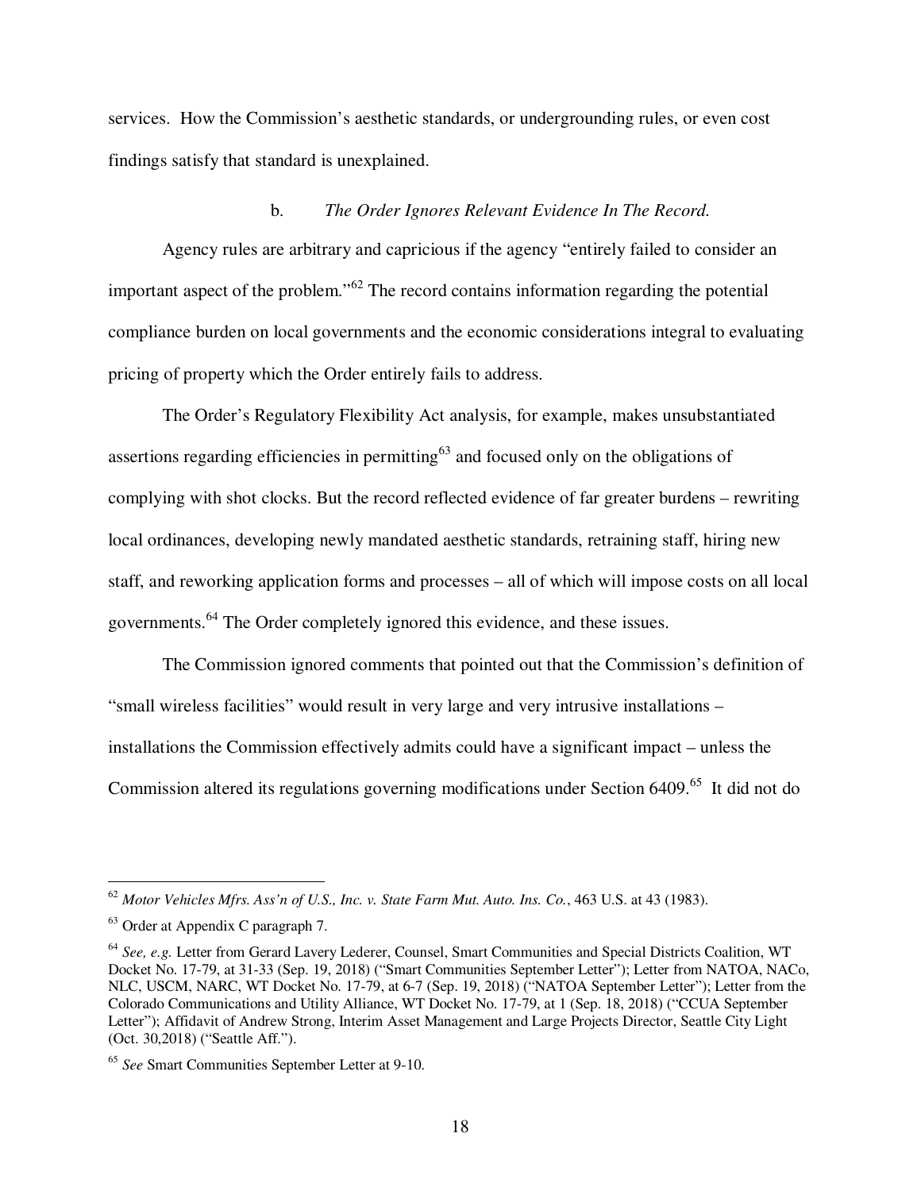services. How the Commission's aesthetic standards, or undergrounding rules, or even cost findings satisfy that standard is unexplained.

b. *The Order Ignores Relevant Evidence In The Record.*

Agency rules are arbitrary and capricious if the agency "entirely failed to consider an important aspect of the problem."[62] The record contains information regarding the potential compliance burden on local governments and the economic considerations integral to evaluating pricing of property which the Order entirely fails to address.

The Order's Regulatory Flexibility Act analysis, for example, makes unsubstantiated assertions regarding efficiencies in permitting[63] and focused only on the obligations of complying with shot clocks. But the record reflected evidence of far greater burdens – rewriting local ordinances, developing newly mandated aesthetic standards, retraining staff, hiring new staff, and reworking application forms and processes – all of which will impose costs on all local governments.[64] The Order completely ignored this evidence, and these issues.

The Commission ignored comments that pointed out that the Commission's definition of "small wireless facilities" would result in very large and very intrusive installations – installations the Commission effectively admits could have a significant impact – unless the Commission altered its regulations governing modifications under Section 6409.[65] It did not do

---

[62] *Motor Vehicles Mfrs. Ass'n of U.S., Inc. v. State Farm Mut. Auto. Ins. Co.*, 463 U.S. at 43 (1983).

[63] Order at Appendix C paragraph 7.

[64] *See, e.g.* Letter from Gerard Lavery Lederer, Counsel, Smart Communities and Special Districts Coalition, WT Docket No. 17-79, at 31-33 (Sep. 19, 2018) ("Smart Communities September Letter"); Letter from NATOA, NACo, NLC, USCM, NARC, WT Docket No. 17-79, at 6-7 (Sep. 19, 2018) ("NATOA September Letter"); Letter from the Colorado Communications and Utility Alliance, WT Docket No. 17-79, at 1 (Sep. 18, 2018) ("CCUA September Letter"); Affidavit of Andrew Strong, Interim Asset Management and Large Projects Director, Seattle City Light (Oct. 30,2018) ("Seattle Aff.").

[65] *See* Smart Communities September Letter at 9-10.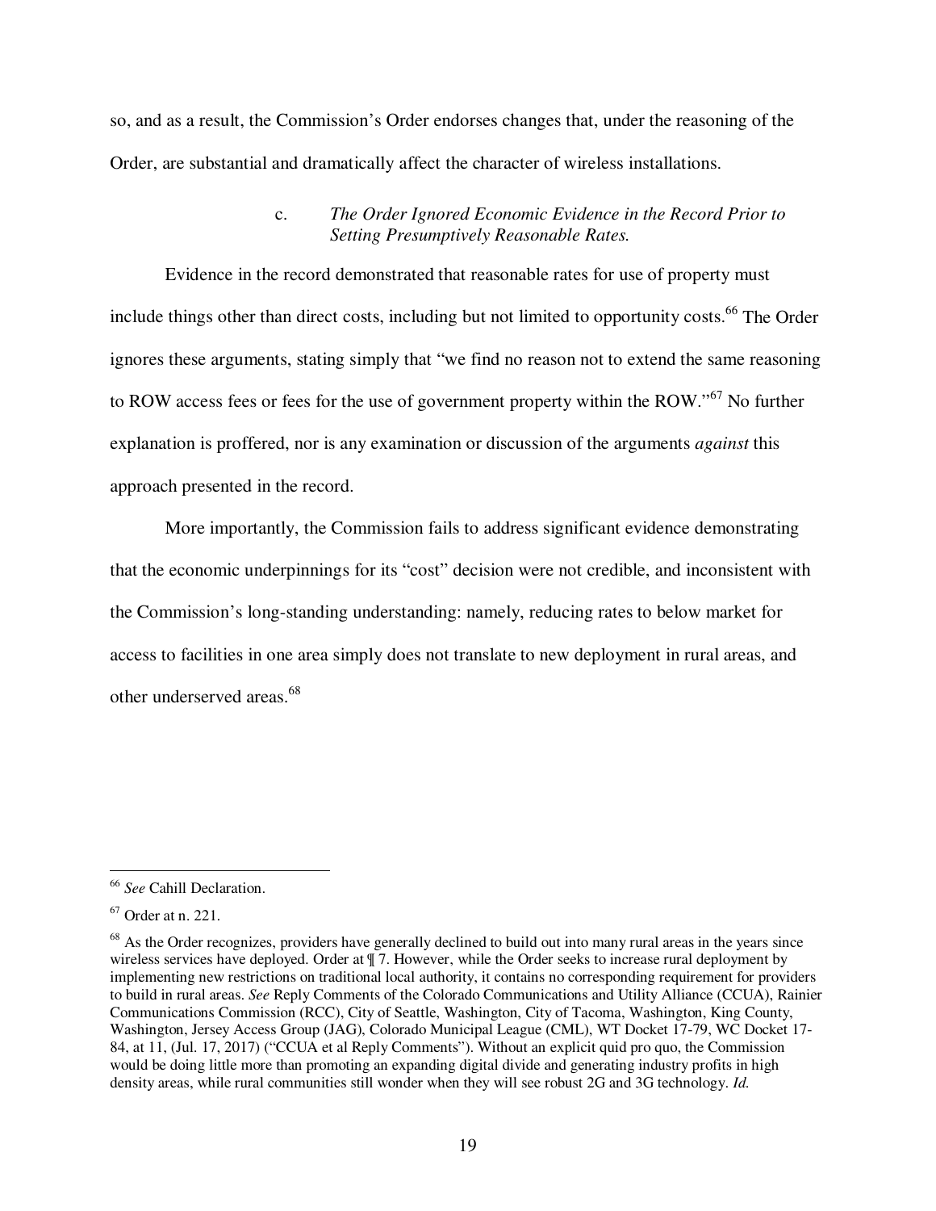so, and as a result, the Commission's Order endorses changes that, under the reasoning of the Order, are substantial and dramatically affect the character of wireless installations.

#### c. *The Order Ignored Economic Evidence in the Record Prior to Setting Presumptively Reasonable Rates.*

Evidence in the record demonstrated that reasonable rates for use of property must include things other than direct costs, including but not limited to opportunity costs.[66] The Order ignores these arguments, stating simply that "we find no reason not to extend the same reasoning to ROW access fees or fees for the use of government property within the ROW."[67] No further explanation is proffered, nor is any examination or discussion of the arguments *against* this approach presented in the record.

More importantly, the Commission fails to address significant evidence demonstrating that the economic underpinnings for its "cost" decision were not credible, and inconsistent with the Commission's long-standing understanding: namely, reducing rates to below market for access to facilities in one area simply does not translate to new deployment in rural areas, and other underserved areas.[68]

---

[66] *See* Cahill Declaration.

[67] Order at n. 221.

[68] As the Order recognizes, providers have generally declined to build out into many rural areas in the years since wireless services have deployed. Order at ¶ 7. However, while the Order seeks to increase rural deployment by implementing new restrictions on traditional local authority, it contains no corresponding requirement for providers to build in rural areas. *See* Reply Comments of the Colorado Communications and Utility Alliance (CCUA), Rainier Communications Commission (RCC), City of Seattle, Washington, City of Tacoma, Washington, King County, Washington, Jersey Access Group (JAG), Colorado Municipal League (CML), WT Docket 17-79, WC Docket 17-84, at 11, (Jul. 17, 2017) ("CCUA et al Reply Comments"). Without an explicit quid pro quo, the Commission would be doing little more than promoting an expanding digital divide and generating industry profits in high density areas, while rural communities still wonder when they will see robust 2G and 3G technology. *Id.*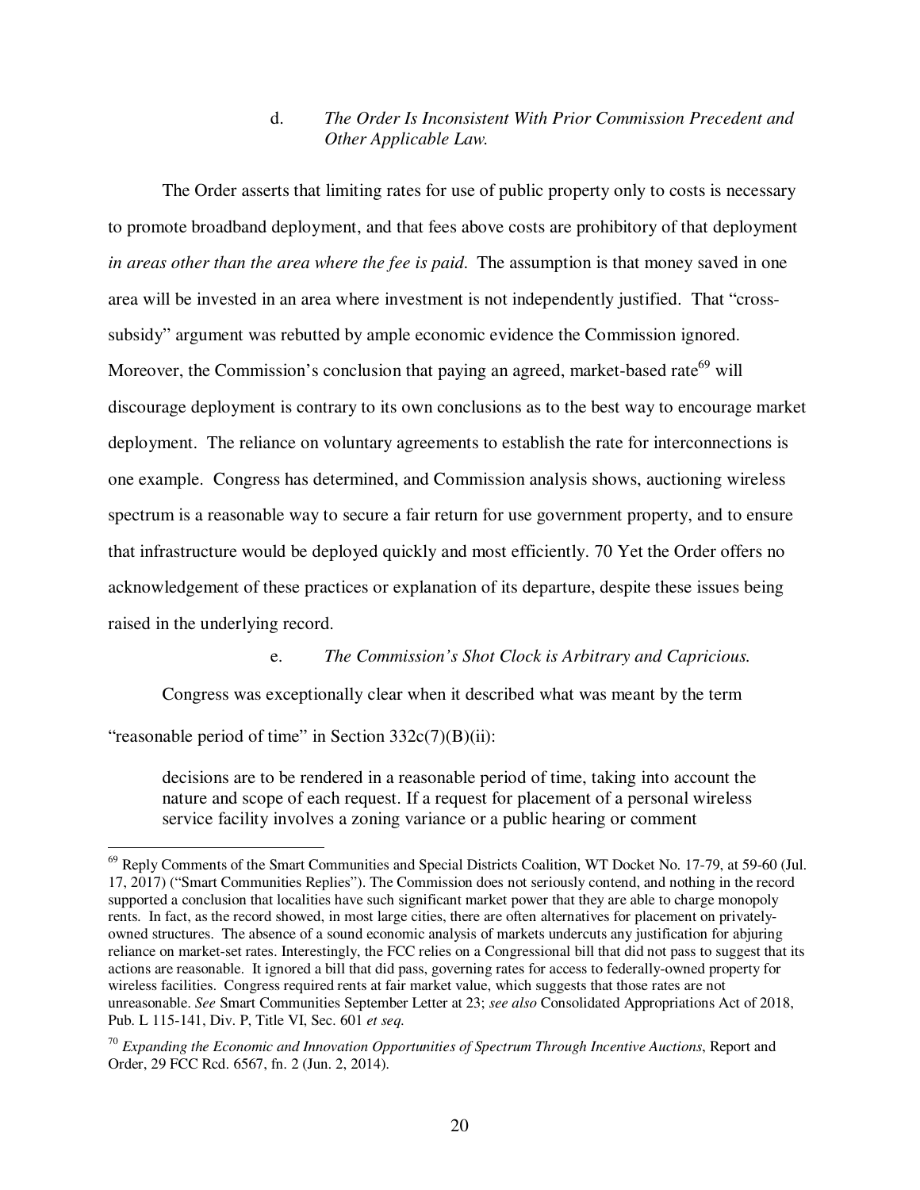d. *The Order Is Inconsistent With Prior Commission Precedent and Other Applicable Law.*

The Order asserts that limiting rates for use of public property only to costs is necessary to promote broadband deployment, and that fees above costs are prohibitory of that deployment *in areas other than the area where the fee is paid*. The assumption is that money saved in one area will be invested in an area where investment is not independently justified. That "cross-subsidy" argument was rebutted by ample economic evidence the Commission ignored. Moreover, the Commission's conclusion that paying an agreed, market-based rate[69] will discourage deployment is contrary to its own conclusions as to the best way to encourage market deployment. The reliance on voluntary agreements to establish the rate for interconnections is one example. Congress has determined, and Commission analysis shows, auctioning wireless spectrum is a reasonable way to secure a fair return for use government property, and to ensure that infrastructure would be deployed quickly and most efficiently. 70 Yet the Order offers no acknowledgement of these practices or explanation of its departure, despite these issues being raised in the underlying record.

e. *The Commission's Shot Clock is Arbitrary and Capricious.*

Congress was exceptionally clear when it described what was meant by the term "reasonable period of time" in Section 332c(7)(B)(ii):

> decisions are to be rendered in a reasonable period of time, taking into account the nature and scope of each request. If a request for placement of a personal wireless service facility involves a zoning variance or a public hearing or comment

---

[69] Reply Comments of the Smart Communities and Special Districts Coalition, WT Docket No. 17-79, at 59-60 (Jul. 17, 2017) ("Smart Communities Replies"). The Commission does not seriously contend, and nothing in the record supported a conclusion that localities have such significant market power that they are able to charge monopoly rents. In fact, as the record showed, in most large cities, there are often alternatives for placement on privately-owned structures. The absence of a sound economic analysis of markets undercuts any justification for abjuring reliance on market-set rates. Interestingly, the FCC relies on a Congressional bill that did not pass to suggest that its actions are reasonable. It ignored a bill that did pass, governing rates for access to federally-owned property for wireless facilities. Congress required rents at fair market value, which suggests that those rates are not unreasonable. *See* Smart Communities September Letter at 23; *see also* Consolidated Appropriations Act of 2018, Pub. L 115-141, Div. P, Title VI, Sec. 601 *et seq.*

[70] *Expanding the Economic and Innovation Opportunities of Spectrum Through Incentive Auctions*, Report and Order, 29 FCC Rcd. 6567, fn. 2 (Jun. 2, 2014).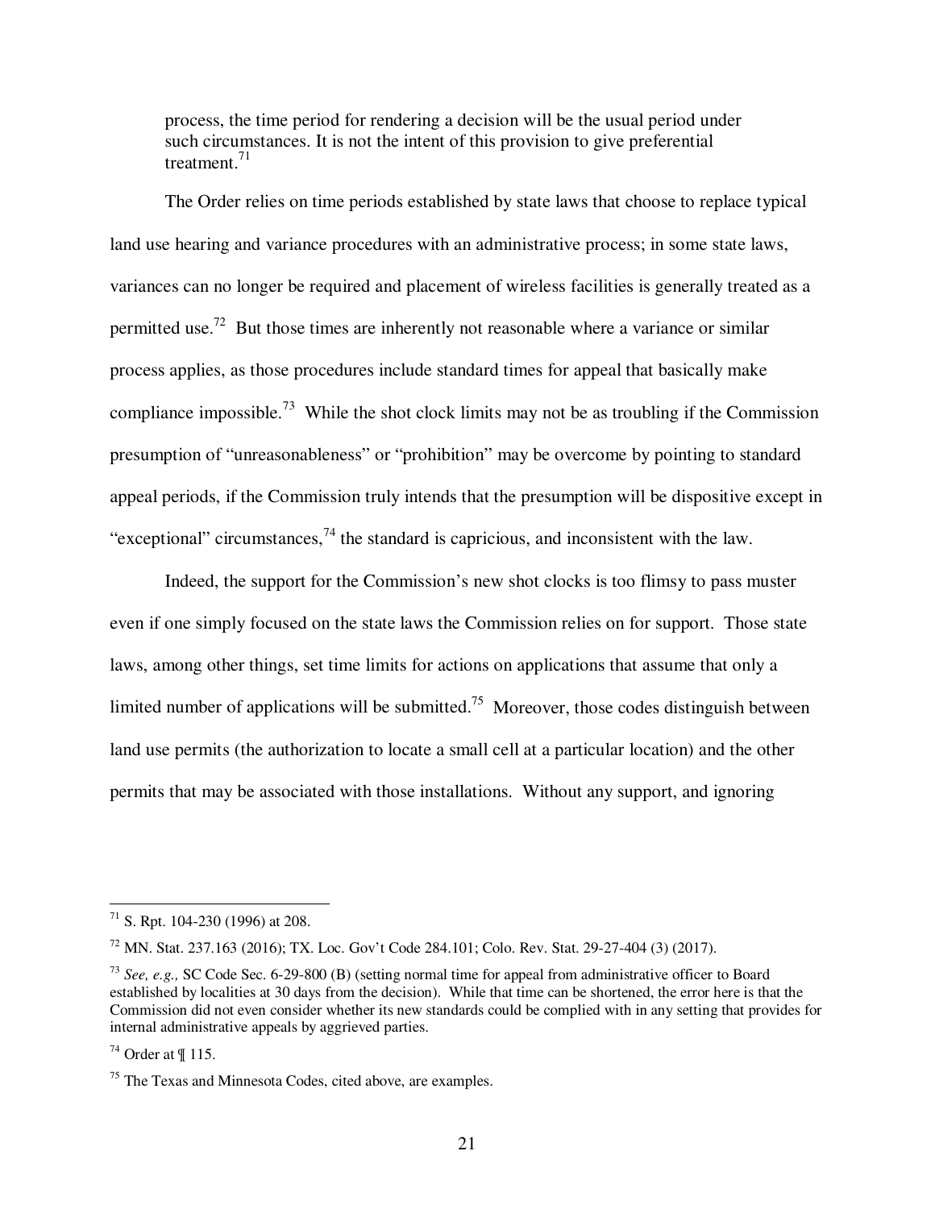> process, the time period for rendering a decision will be the usual period under such circumstances. It is not the intent of this provision to give preferential treatment.[71]

The Order relies on time periods established by state laws that choose to replace typical land use hearing and variance procedures with an administrative process; in some state laws, variances can no longer be required and placement of wireless facilities is generally treated as a permitted use.[72] But those times are inherently not reasonable where a variance or similar process applies, as those procedures include standard times for appeal that basically make compliance impossible.[73] While the shot clock limits may not be as troubling if the Commission presumption of "unreasonableness" or "prohibition" may be overcome by pointing to standard appeal periods, if the Commission truly intends that the presumption will be dispositive except in "exceptional" circumstances,[74] the standard is capricious, and inconsistent with the law.

Indeed, the support for the Commission's new shot clocks is too flimsy to pass muster even if one simply focused on the state laws the Commission relies on for support. Those state laws, among other things, set time limits for actions on applications that assume that only a limited number of applications will be submitted.[75] Moreover, those codes distinguish between land use permits (the authorization to locate a small cell at a particular location) and the other permits that may be associated with those installations. Without any support, and ignoring

---

[71] S. Rpt. 104-230 (1996) at 208.

[72] MN. Stat. 237.163 (2016); TX. Loc. Gov't Code 284.101; Colo. Rev. Stat. 29-27-404 (3) (2017).

[73] *See, e.g.,* SC Code Sec. 6-29-800 (B) (setting normal time for appeal from administrative officer to Board established by localities at 30 days from the decision). While that time can be shortened, the error here is that the Commission did not even consider whether its new standards could be complied with in any setting that provides for internal administrative appeals by aggrieved parties.

[74] Order at ¶ 115.

[75] The Texas and Minnesota Codes, cited above, are examples.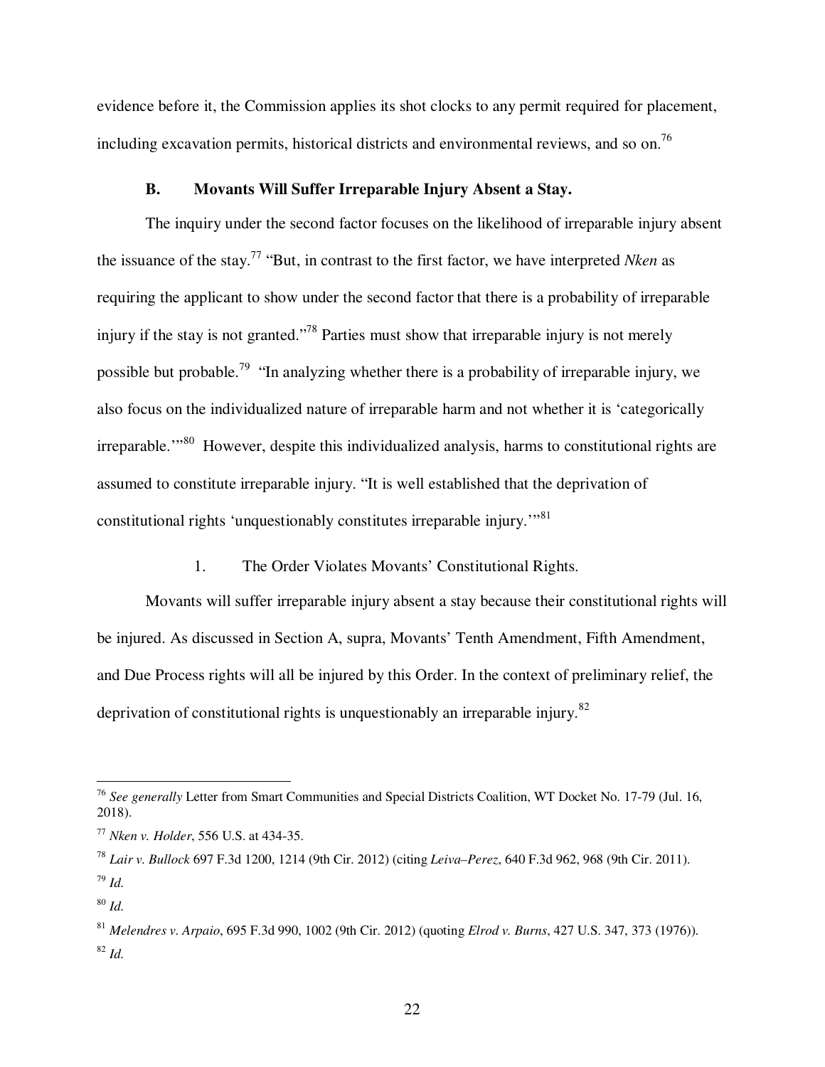evidence before it, the Commission applies its shot clocks to any permit required for placement, including excavation permits, historical districts and environmental reviews, and so on.[76]

### B. Movants Will Suffer Irreparable Injury Absent a Stay.

The inquiry under the second factor focuses on the likelihood of irreparable injury absent the issuance of the stay.[77] "But, in contrast to the first factor, we have interpreted *Nken* as requiring the applicant to show under the second factor that there is a probability of irreparable injury if the stay is not granted."[78] Parties must show that irreparable injury is not merely possible but probable.[79] "In analyzing whether there is a probability of irreparable injury, we also focus on the individualized nature of irreparable harm and not whether it is 'categorically irreparable.'"[80] However, despite this individualized analysis, harms to constitutional rights are assumed to constitute irreparable injury. "It is well established that the deprivation of constitutional rights 'unquestionably constitutes irreparable injury.'"[81]

#### 1. The Order Violates Movants' Constitutional Rights.

Movants will suffer irreparable injury absent a stay because their constitutional rights will be injured. As discussed in Section A, supra, Movants' Tenth Amendment, Fifth Amendment, and Due Process rights will all be injured by this Order. In the context of preliminary relief, the deprivation of constitutional rights is unquestionably an irreparable injury.[82]

---

[76] *See generally* Letter from Smart Communities and Special Districts Coalition, WT Docket No. 17-79 (Jul. 16, 2018).

[77] *Nken v. Holder*, 556 U.S. at 434-35.

[78] *Lair v. Bullock* 697 F.3d 1200, 1214 (9th Cir. 2012) (citing *Leiva–Perez*, 640 F.3d 962, 968 (9th Cir. 2011).

[79] *Id.*

[80] *Id.*

[81] *Melendres v. Arpaio*, 695 F.3d 990, 1002 (9th Cir. 2012) (quoting *Elrod v. Burns*, 427 U.S. 347, 373 (1976)).

[82] *Id.*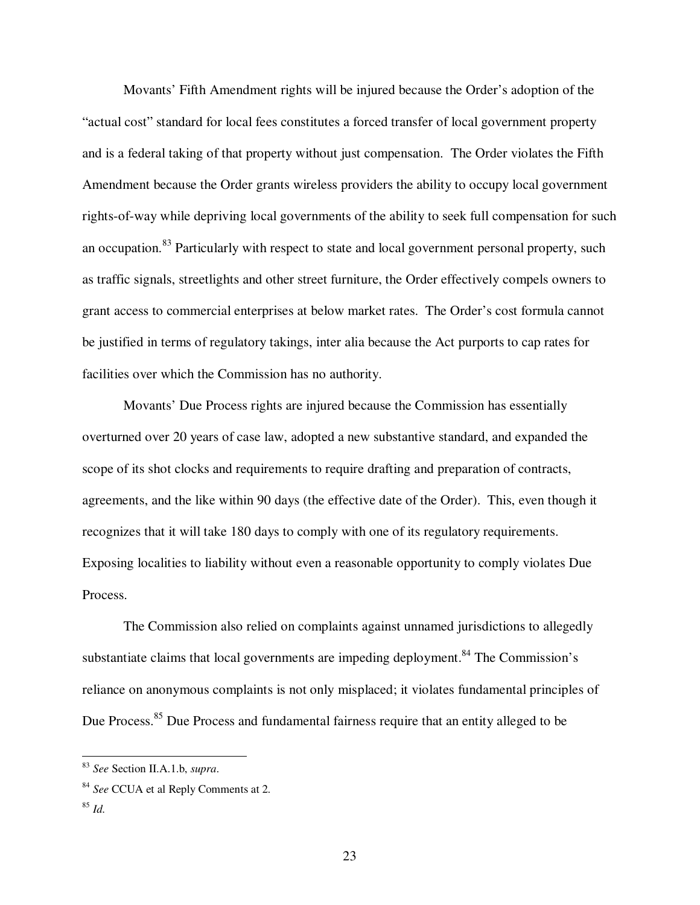Movants' Fifth Amendment rights will be injured because the Order's adoption of the "actual cost" standard for local fees constitutes a forced transfer of local government property and is a federal taking of that property without just compensation. The Order violates the Fifth Amendment because the Order grants wireless providers the ability to occupy local government rights-of-way while depriving local governments of the ability to seek full compensation for such an occupation.[83] Particularly with respect to state and local government personal property, such as traffic signals, streetlights and other street furniture, the Order effectively compels owners to grant access to commercial enterprises at below market rates. The Order's cost formula cannot be justified in terms of regulatory takings, inter alia because the Act purports to cap rates for facilities over which the Commission has no authority.

Movants' Due Process rights are injured because the Commission has essentially overturned over 20 years of case law, adopted a new substantive standard, and expanded the scope of its shot clocks and requirements to require drafting and preparation of contracts, agreements, and the like within 90 days (the effective date of the Order). This, even though it recognizes that it will take 180 days to comply with one of its regulatory requirements. Exposing localities to liability without even a reasonable opportunity to comply violates Due Process.

The Commission also relied on complaints against unnamed jurisdictions to allegedly substantiate claims that local governments are impeding deployment.[84] The Commission's reliance on anonymous complaints is not only misplaced; it violates fundamental principles of Due Process.[85] Due Process and fundamental fairness require that an entity alleged to be

---

[83] *See* Section II.A.1.b, *supra*.

[84] *See* CCUA et al Reply Comments at 2.

[85] *Id.*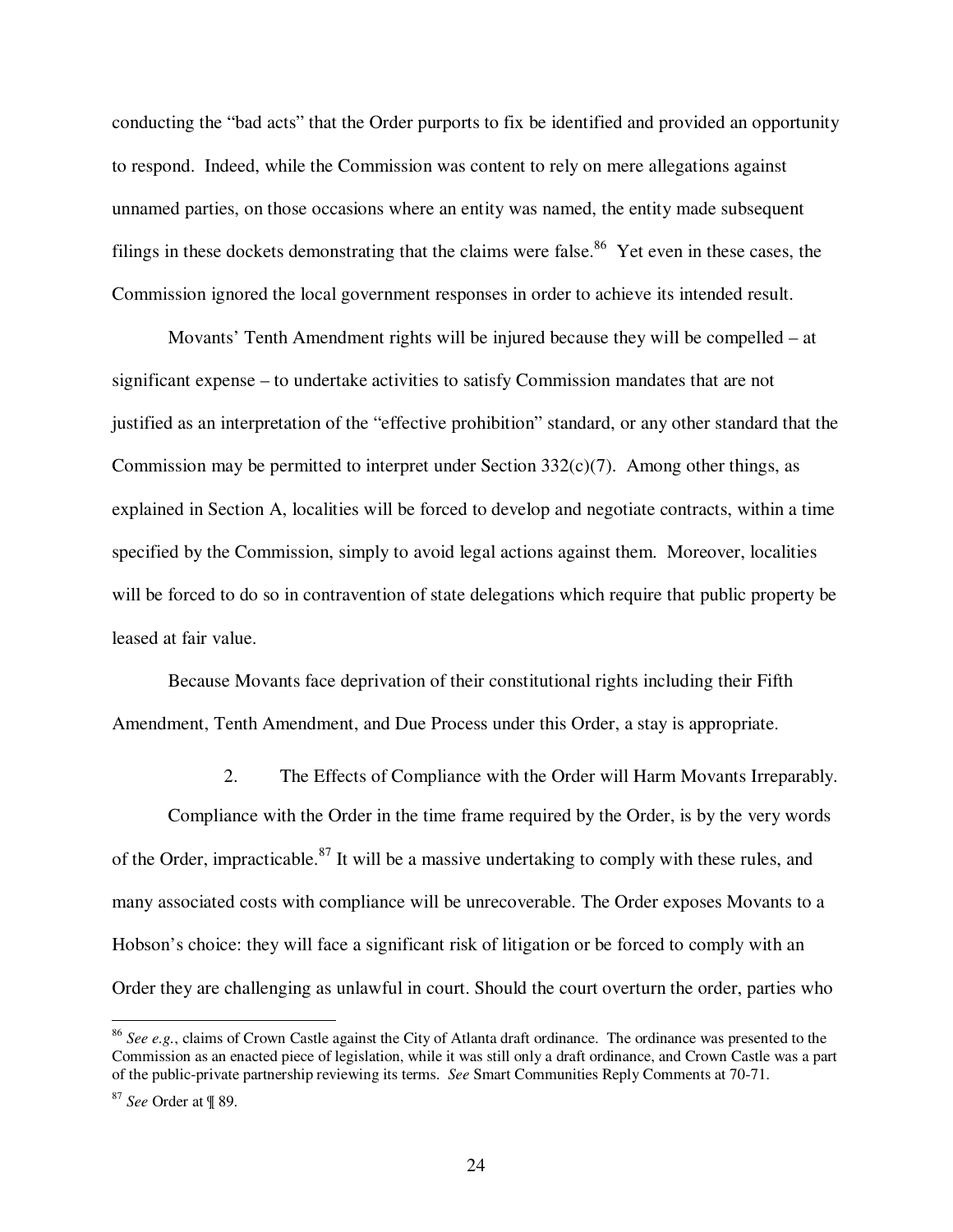conducting the "bad acts" that the Order purports to fix be identified and provided an opportunity to respond. Indeed, while the Commission was content to rely on mere allegations against unnamed parties, on those occasions where an entity was named, the entity made subsequent filings in these dockets demonstrating that the claims were false.[86] Yet even in these cases, the Commission ignored the local government responses in order to achieve its intended result.

Movants' Tenth Amendment rights will be injured because they will be compelled – at significant expense – to undertake activities to satisfy Commission mandates that are not justified as an interpretation of the "effective prohibition" standard, or any other standard that the Commission may be permitted to interpret under Section 332(c)(7). Among other things, as explained in Section A, localities will be forced to develop and negotiate contracts, within a time specified by the Commission, simply to avoid legal actions against them. Moreover, localities will be forced to do so in contravention of state delegations which require that public property be leased at fair value.

Because Movants face deprivation of their constitutional rights including their Fifth Amendment, Tenth Amendment, and Due Process under this Order, a stay is appropriate.

### 2. The Effects of Compliance with the Order will Harm Movants Irreparably.

Compliance with the Order in the time frame required by the Order, is by the very words of the Order, impracticable.[87] It will be a massive undertaking to comply with these rules, and many associated costs with compliance will be unrecoverable. The Order exposes Movants to a Hobson's choice: they will face a significant risk of litigation or be forced to comply with an Order they are challenging as unlawful in court. Should the court overturn the order, parties who

---

[86] *See e.g.*, claims of Crown Castle against the City of Atlanta draft ordinance. The ordinance was presented to the Commission as an enacted piece of legislation, while it was still only a draft ordinance, and Crown Castle was a part of the public-private partnership reviewing its terms. *See* Smart Communities Reply Comments at 70-71.

[87] *See* Order at ¶ 89.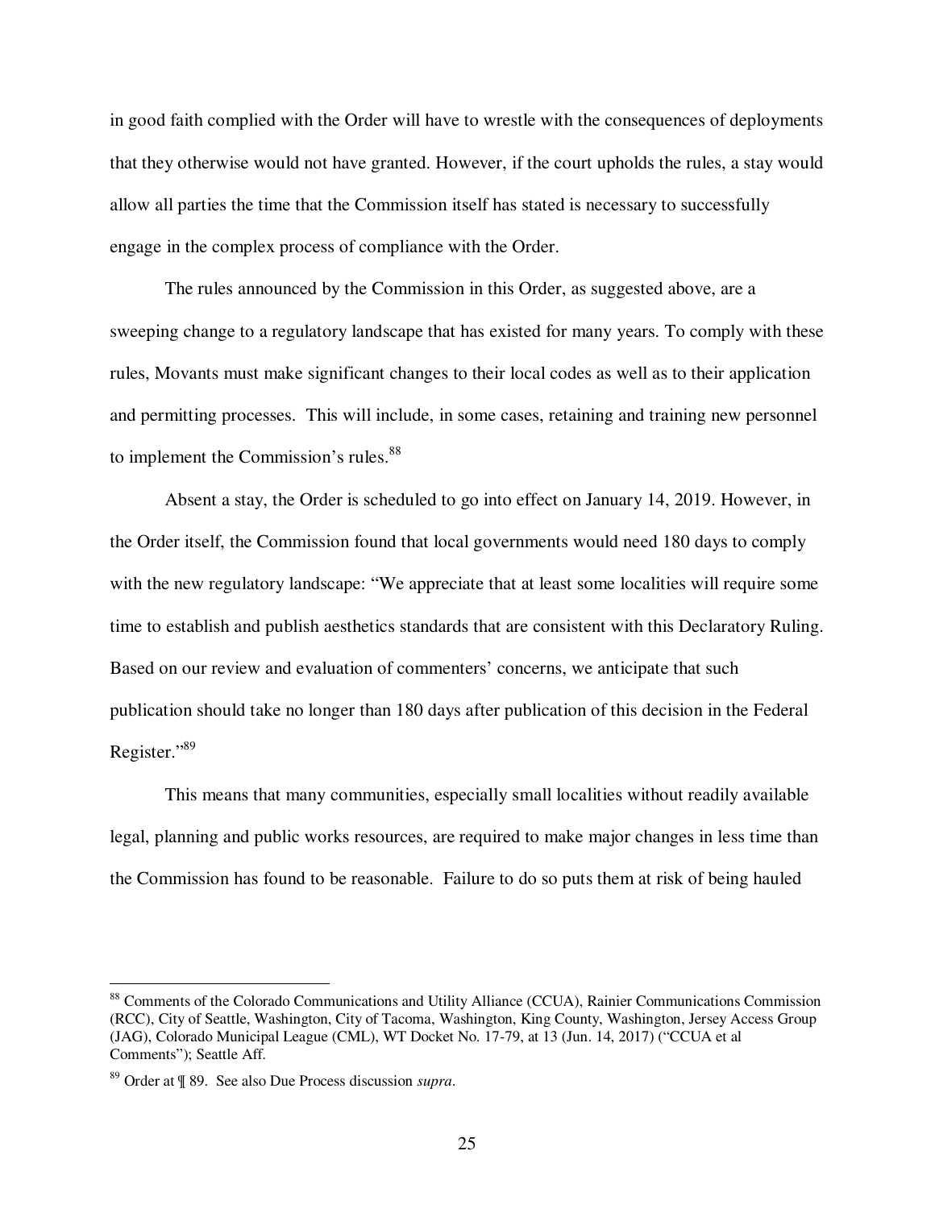in good faith complied with the Order will have to wrestle with the consequences of deployments that they otherwise would not have granted. However, if the court upholds the rules, a stay would allow all parties the time that the Commission itself has stated is necessary to successfully engage in the complex process of compliance with the Order.

The rules announced by the Commission in this Order, as suggested above, are a sweeping change to a regulatory landscape that has existed for many years. To comply with these rules, Movants must make significant changes to their local codes as well as to their application and permitting processes. This will include, in some cases, retaining and training new personnel to implement the Commission's rules.[88]

Absent a stay, the Order is scheduled to go into effect on January 14, 2019. However, in the Order itself, the Commission found that local governments would need 180 days to comply with the new regulatory landscape: "We appreciate that at least some localities will require some time to establish and publish aesthetics standards that are consistent with this Declaratory Ruling. Based on our review and evaluation of commenters' concerns, we anticipate that such publication should take no longer than 180 days after publication of this decision in the Federal Register."[89]

This means that many communities, especially small localities without readily available legal, planning and public works resources, are required to make major changes in less time than the Commission has found to be reasonable. Failure to do so puts them at risk of being hauled

---

[88] Comments of the Colorado Communications and Utility Alliance (CCUA), Rainier Communications Commission (RCC), City of Seattle, Washington, City of Tacoma, Washington, King County, Washington, Jersey Access Group (JAG), Colorado Municipal League (CML), WT Docket No. 17-79, at 13 (Jun. 14, 2017) ("CCUA et al Comments"); Seattle Aff.

[89] Order at ¶ 89. See also Due Process discussion *supra*.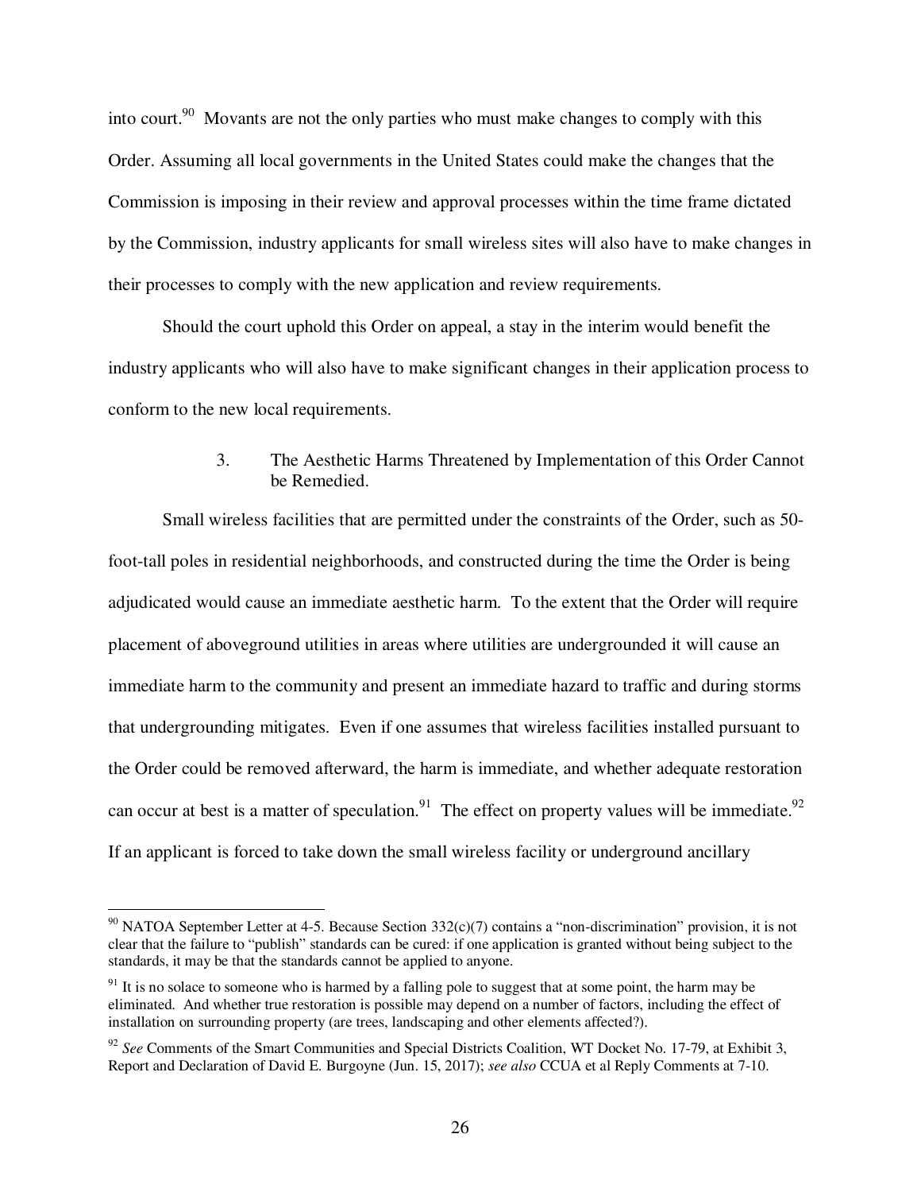into court.[90] Movants are not the only parties who must make changes to comply with this Order. Assuming all local governments in the United States could make the changes that the Commission is imposing in their review and approval processes within the time frame dictated by the Commission, industry applicants for small wireless sites will also have to make changes in their processes to comply with the new application and review requirements.

Should the court uphold this Order on appeal, a stay in the interim would benefit the industry applicants who will also have to make significant changes in their application process to conform to the new local requirements.

### 3. The Aesthetic Harms Threatened by Implementation of this Order Cannot be Remedied.

Small wireless facilities that are permitted under the constraints of the Order, such as 50-foot-tall poles in residential neighborhoods, and constructed during the time the Order is being adjudicated would cause an immediate aesthetic harm. To the extent that the Order will require placement of aboveground utilities in areas where utilities are undergrounded it will cause an immediate harm to the community and present an immediate hazard to traffic and during storms that undergrounding mitigates. Even if one assumes that wireless facilities installed pursuant to the Order could be removed afterward, the harm is immediate, and whether adequate restoration can occur at best is a matter of speculation.[91] The effect on property values will be immediate.[92] If an applicant is forced to take down the small wireless facility or underground ancillary

---

[90] NATOA September Letter at 4-5. Because Section 332(c)(7) contains a "non-discrimination" provision, it is not clear that the failure to "publish" standards can be cured: if one application is granted without being subject to the standards, it may be that the standards cannot be applied to anyone.

[91] It is no solace to someone who is harmed by a falling pole to suggest that at some point, the harm may be eliminated. And whether true restoration is possible may depend on a number of factors, including the effect of installation on surrounding property (are trees, landscaping and other elements affected?).

[92] *See* Comments of the Smart Communities and Special Districts Coalition, WT Docket No. 17-79, at Exhibit 3, Report and Declaration of David E. Burgoyne (Jun. 15, 2017); *see also* CCUA et al Reply Comments at 7-10.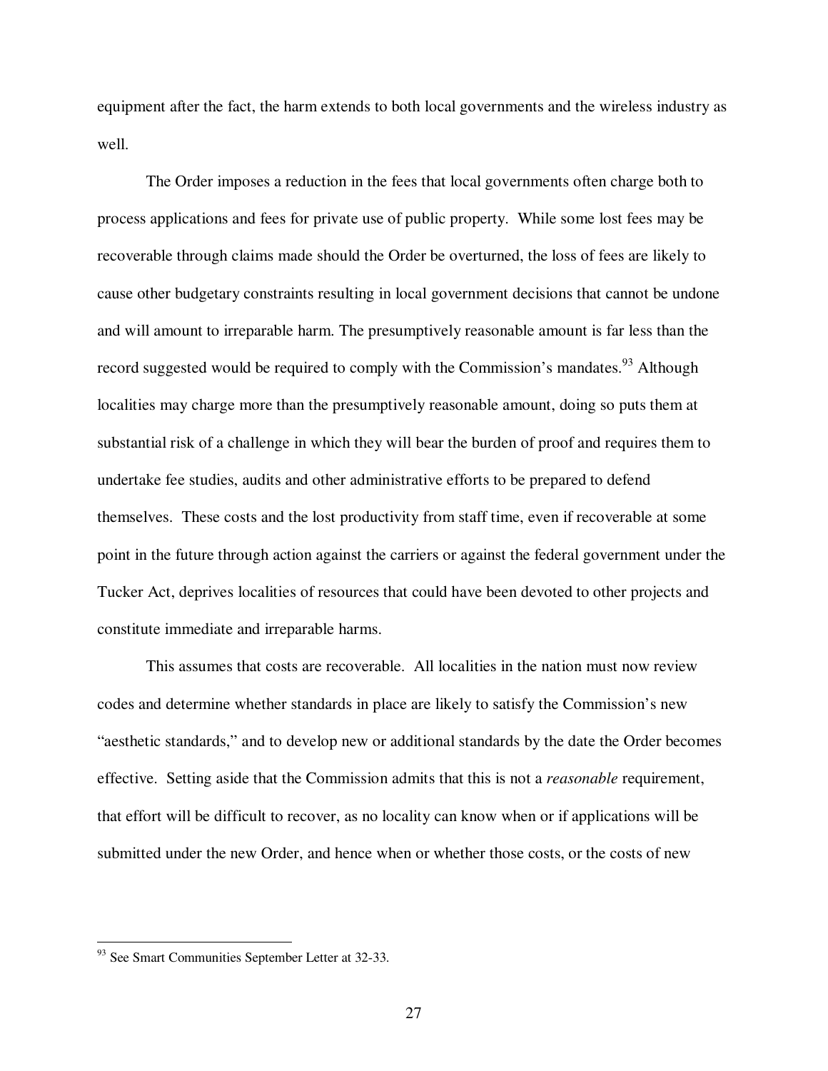equipment after the fact, the harm extends to both local governments and the wireless industry as well.

The Order imposes a reduction in the fees that local governments often charge both to process applications and fees for private use of public property. While some lost fees may be recoverable through claims made should the Order be overturned, the loss of fees are likely to cause other budgetary constraints resulting in local government decisions that cannot be undone and will amount to irreparable harm. The presumptively reasonable amount is far less than the record suggested would be required to comply with the Commission's mandates.[93] Although localities may charge more than the presumptively reasonable amount, doing so puts them at substantial risk of a challenge in which they will bear the burden of proof and requires them to undertake fee studies, audits and other administrative efforts to be prepared to defend themselves. These costs and the lost productivity from staff time, even if recoverable at some point in the future through action against the carriers or against the federal government under the Tucker Act, deprives localities of resources that could have been devoted to other projects and constitute immediate and irreparable harms.

This assumes that costs are recoverable. All localities in the nation must now review codes and determine whether standards in place are likely to satisfy the Commission's new "aesthetic standards," and to develop new or additional standards by the date the Order becomes effective. Setting aside that the Commission admits that this is not a *reasonable* requirement, that effort will be difficult to recover, as no locality can know when or if applications will be submitted under the new Order, and hence when or whether those costs, or the costs of new

---

[93] See Smart Communities September Letter at 32-33.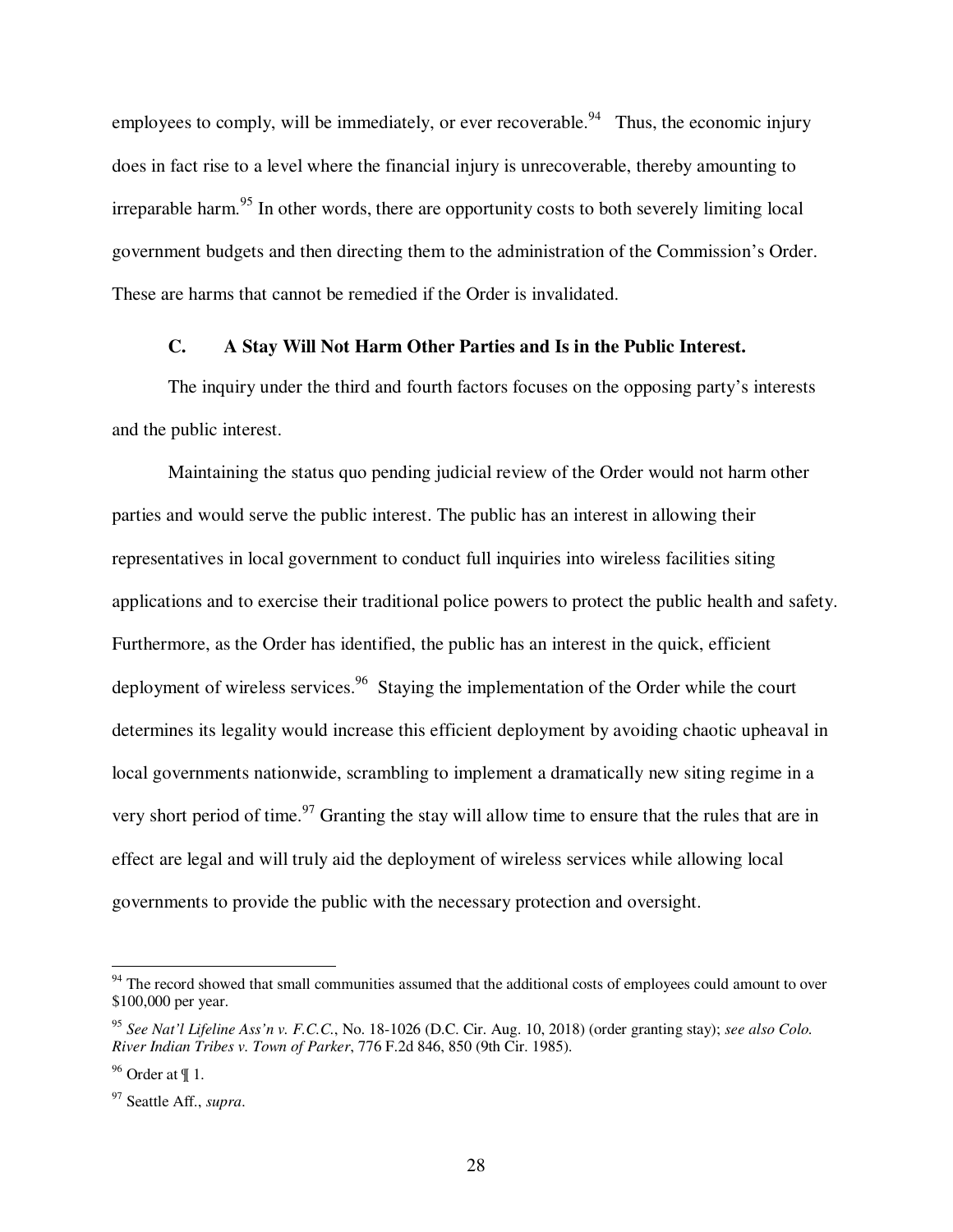employees to comply, will be immediately, or ever recoverable.[94] Thus, the economic injury does in fact rise to a level where the financial injury is unrecoverable, thereby amounting to irreparable harm.[95] In other words, there are opportunity costs to both severely limiting local government budgets and then directing them to the administration of the Commission's Order. These are harms that cannot be remedied if the Order is invalidated.

### C. A Stay Will Not Harm Other Parties and Is in the Public Interest.

The inquiry under the third and fourth factors focuses on the opposing party's interests and the public interest.

Maintaining the status quo pending judicial review of the Order would not harm other parties and would serve the public interest. The public has an interest in allowing their representatives in local government to conduct full inquiries into wireless facilities siting applications and to exercise their traditional police powers to protect the public health and safety. Furthermore, as the Order has identified, the public has an interest in the quick, efficient deployment of wireless services.[96] Staying the implementation of the Order while the court determines its legality would increase this efficient deployment by avoiding chaotic upheaval in local governments nationwide, scrambling to implement a dramatically new siting regime in a very short period of time.[97] Granting the stay will allow time to ensure that the rules that are in effect are legal and will truly aid the deployment of wireless services while allowing local governments to provide the public with the necessary protection and oversight.

---

[94] The record showed that small communities assumed that the additional costs of employees could amount to over $100,000 per year.

[95] *See Nat'l Lifeline Ass'n v. F.C.C.*, No. 18-1026 (D.C. Cir. Aug. 10, 2018) (order granting stay); *see also Colo. River Indian Tribes v. Town of Parker*, 776 F.2d 846, 850 (9th Cir. 1985).

[96] Order at ¶ 1.

[97] Seattle Aff., *supra*.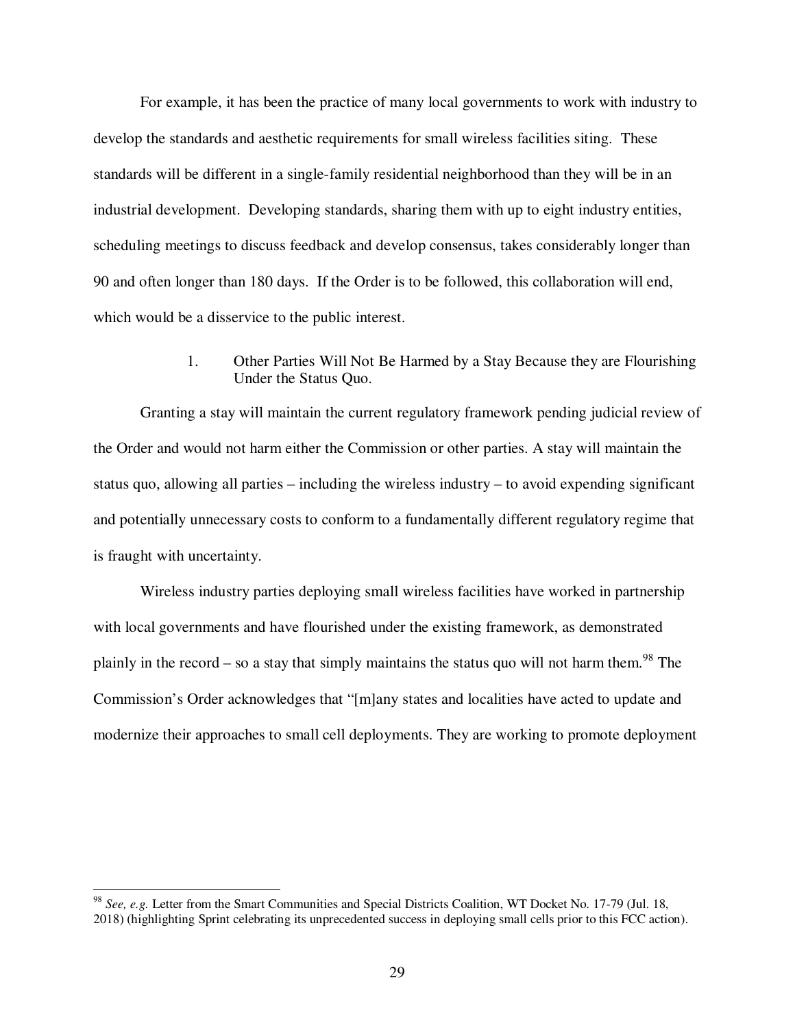For example, it has been the practice of many local governments to work with industry to develop the standards and aesthetic requirements for small wireless facilities siting. These standards will be different in a single-family residential neighborhood than they will be in an industrial development. Developing standards, sharing them with up to eight industry entities, scheduling meetings to discuss feedback and develop consensus, takes considerably longer than 90 and often longer than 180 days. If the Order is to be followed, this collaboration will end, which would be a disservice to the public interest.

### 1. Other Parties Will Not Be Harmed by a Stay Because they are Flourishing Under the Status Quo.

Granting a stay will maintain the current regulatory framework pending judicial review of the Order and would not harm either the Commission or other parties. A stay will maintain the status quo, allowing all parties – including the wireless industry – to avoid expending significant and potentially unnecessary costs to conform to a fundamentally different regulatory regime that is fraught with uncertainty.

Wireless industry parties deploying small wireless facilities have worked in partnership with local governments and have flourished under the existing framework, as demonstrated plainly in the record – so a stay that simply maintains the status quo will not harm them.[98] The Commission's Order acknowledges that "[m]any states and localities have acted to update and modernize their approaches to small cell deployments. They are working to promote deployment

---

[98] *See, e.g.* Letter from the Smart Communities and Special Districts Coalition, WT Docket No. 17-79 (Jul. 18, 2018) (highlighting Sprint celebrating its unprecedented success in deploying small cells prior to this FCC action).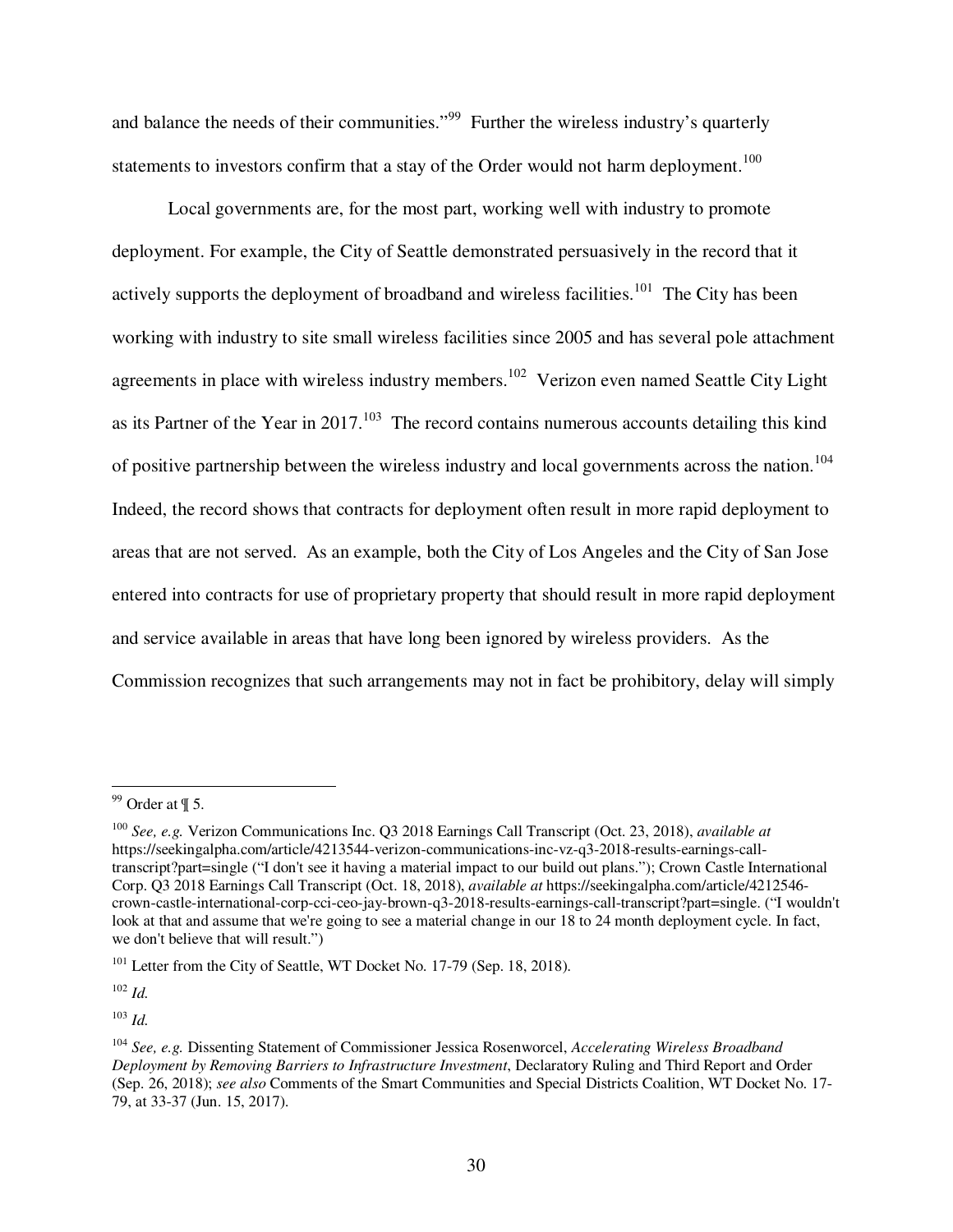and balance the needs of their communities."[99] Further the wireless industry's quarterly statements to investors confirm that a stay of the Order would not harm deployment.[100]

Local governments are, for the most part, working well with industry to promote deployment. For example, the City of Seattle demonstrated persuasively in the record that it actively supports the deployment of broadband and wireless facilities.[101] The City has been working with industry to site small wireless facilities since 2005 and has several pole attachment agreements in place with wireless industry members.[102] Verizon even named Seattle City Light as its Partner of the Year in 2017.[103] The record contains numerous accounts detailing this kind of positive partnership between the wireless industry and local governments across the nation.[104] Indeed, the record shows that contracts for deployment often result in more rapid deployment to areas that are not served. As an example, both the City of Los Angeles and the City of San Jose entered into contracts for use of proprietary property that should result in more rapid deployment and service available in areas that have long been ignored by wireless providers. As the Commission recognizes that such arrangements may not in fact be prohibitory, delay will simply

---

[99] Order at ¶ 5.

[100] *See, e.g.* Verizon Communications Inc. Q3 2018 Earnings Call Transcript (Oct. 23, 2018), *available at* https://seekingalpha.com/article/4213544-verizon-communications-inc-vz-q3-2018-results-earnings-call-transcript?part=single ("I don't see it having a material impact to our build out plans."); Crown Castle International Corp. Q3 2018 Earnings Call Transcript (Oct. 18, 2018), *available at* https://seekingalpha.com/article/4212546-crown-castle-international-corp-cci-ceo-jay-brown-q3-2018-results-earnings-call-transcript?part=single. ("I wouldn't look at that and assume that we're going to see a material change in our 18 to 24 month deployment cycle. In fact, we don't believe that will result.")

[101] Letter from the City of Seattle, WT Docket No. 17-79 (Sep. 18, 2018).

[102] *Id.*

[103] *Id.*

[104] *See, e.g.* Dissenting Statement of Commissioner Jessica Rosenworcel, *Accelerating Wireless Broadband Deployment by Removing Barriers to Infrastructure Investment*, Declaratory Ruling and Third Report and Order (Sep. 26, 2018); *see also* Comments of the Smart Communities and Special Districts Coalition, WT Docket No. 17-79, at 33-37 (Jun. 15, 2017).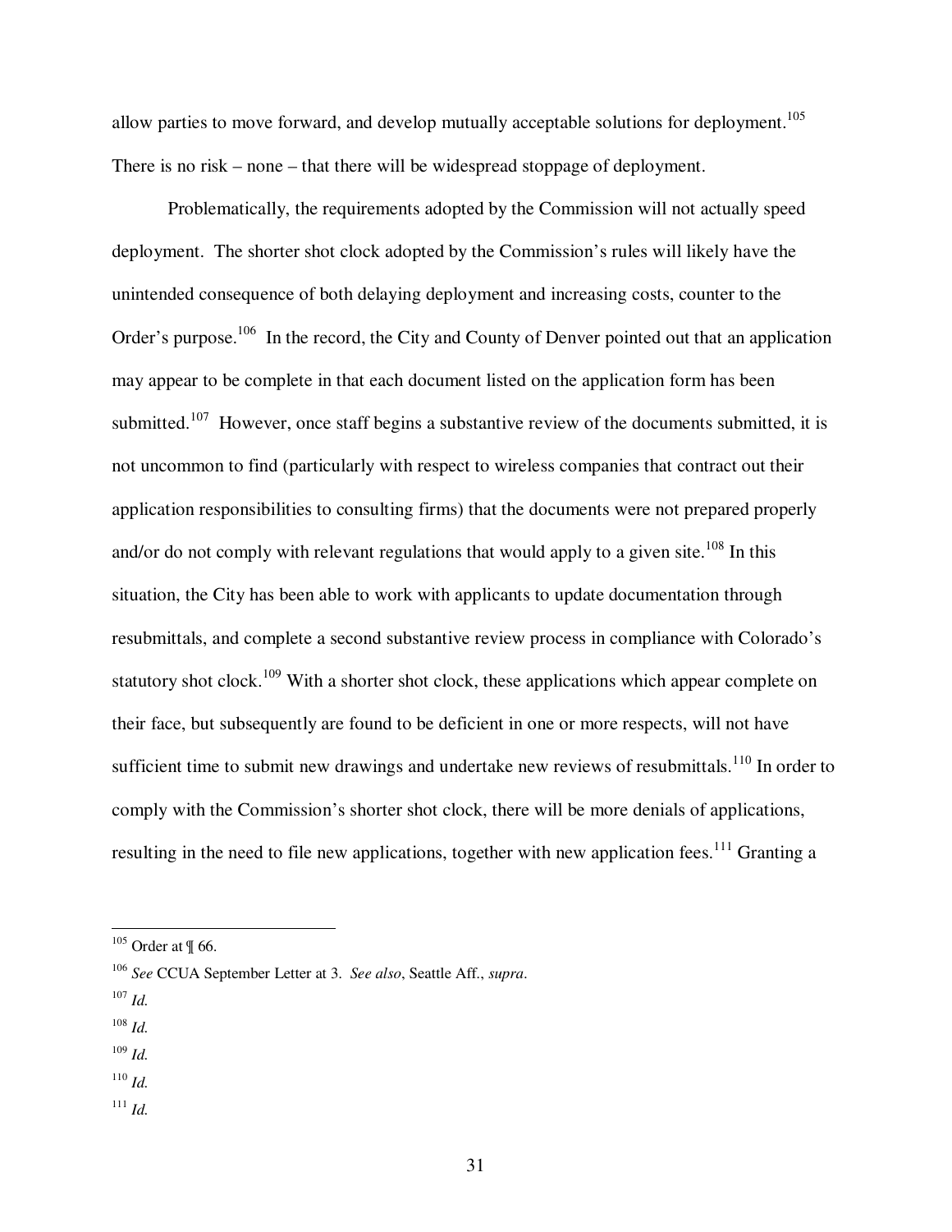allow parties to move forward, and develop mutually acceptable solutions for deployment.[105] There is no risk – none – that there will be widespread stoppage of deployment.

Problematically, the requirements adopted by the Commission will not actually speed deployment. The shorter shot clock adopted by the Commission's rules will likely have the unintended consequence of both delaying deployment and increasing costs, counter to the Order's purpose.[106] In the record, the City and County of Denver pointed out that an application may appear to be complete in that each document listed on the application form has been submitted.[107] However, once staff begins a substantive review of the documents submitted, it is not uncommon to find (particularly with respect to wireless companies that contract out their application responsibilities to consulting firms) that the documents were not prepared properly and/or do not comply with relevant regulations that would apply to a given site.[108] In this situation, the City has been able to work with applicants to update documentation through resubmittals, and complete a second substantive review process in compliance with Colorado's statutory shot clock.[109] With a shorter shot clock, these applications which appear complete on their face, but subsequently are found to be deficient in one or more respects, will not have sufficient time to submit new drawings and undertake new reviews of resubmittals.[110] In order to comply with the Commission's shorter shot clock, there will be more denials of applications, resulting in the need to file new applications, together with new application fees.[111] Granting a

---

[105] Order at ¶ 66.

[106] *See* CCUA September Letter at 3. *See also*, Seattle Aff., *supra*.

[107] *Id.*

[108] *Id.*

[109] *Id.*

[110] *Id.*

[111] *Id.*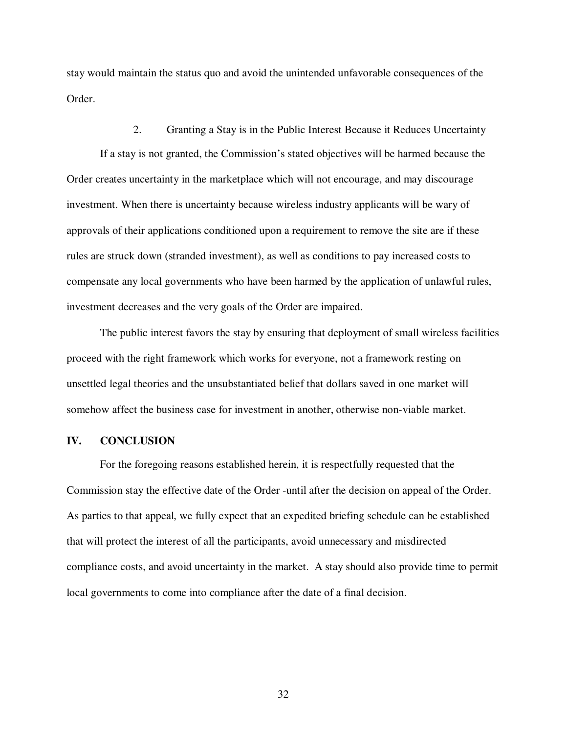stay would maintain the status quo and avoid the unintended unfavorable consequences of the Order.

2. Granting a Stay is in the Public Interest Because it Reduces Uncertainty

If a stay is not granted, the Commission's stated objectives will be harmed because the Order creates uncertainty in the marketplace which will not encourage, and may discourage investment. When there is uncertainty because wireless industry applicants will be wary of approvals of their applications conditioned upon a requirement to remove the site are if these rules are struck down (stranded investment), as well as conditions to pay increased costs to compensate any local governments who have been harmed by the application of unlawful rules, investment decreases and the very goals of the Order are impaired.

The public interest favors the stay by ensuring that deployment of small wireless facilities proceed with the right framework which works for everyone, not a framework resting on unsettled legal theories and the unsubstantiated belief that dollars saved in one market will somehow affect the business case for investment in another, otherwise non-viable market.

## IV. CONCLUSION

For the foregoing reasons established herein, it is respectfully requested that the Commission stay the effective date of the Order -until after the decision on appeal of the Order. As parties to that appeal, we fully expect that an expedited briefing schedule can be established that will protect the interest of all the participants, avoid unnecessary and misdirected compliance costs, and avoid uncertainty in the market. A stay should also provide time to permit local governments to come into compliance after the date of a final decision.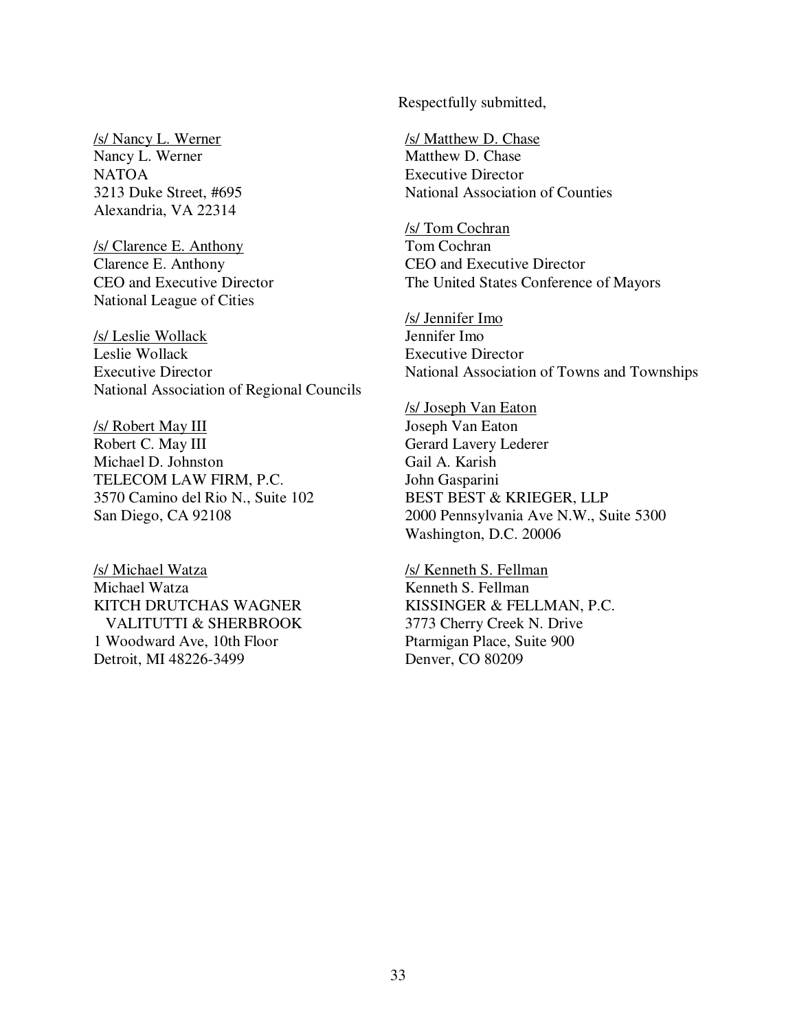Respectfully submitted,

/s/ Nancy L. Werner
Nancy L. Werner
NATOA
3213 Duke Street, #695
Alexandria, VA 22314

/s/ Matthew D. Chase
Matthew D. Chase
Executive Director
National Association of Counties

/s/ Clarence E. Anthony
Clarence E. Anthony
CEO and Executive Director
National League of Cities

/s/ Tom Cochran
Tom Cochran
CEO and Executive Director
The United States Conference of Mayors

/s/ Leslie Wollack
Leslie Wollack
Executive Director
National Association of Regional Councils

/s/ Jennifer Imo
Jennifer Imo
Executive Director
National Association of Towns and Townships

/s/ Robert May III
Robert C. May III
Michael D. Johnston
TELECOM LAW FIRM, P.C.
3570 Camino del Rio N., Suite 102
San Diego, CA 92108

/s/ Joseph Van Eaton
Joseph Van Eaton
Gerard Lavery Lederer
Gail A. Karish
John Gasparini
BEST BEST & KRIEGER, LLP
2000 Pennsylvania Ave N.W., Suite 5300
Washington, D.C. 20006

/s/ Michael Watza
Michael Watza
KITCH DRUTCHAS WAGNER VALITUTTI & SHERBROOK
1 Woodward Ave, 10th Floor
Detroit, MI 48226-3499

/s/ Kenneth S. Fellman
Kenneth S. Fellman
KISSINGER & FELLMAN, P.C.
3773 Cherry Creek N. Drive
Ptarmigan Place, Suite 900
Denver, CO 80209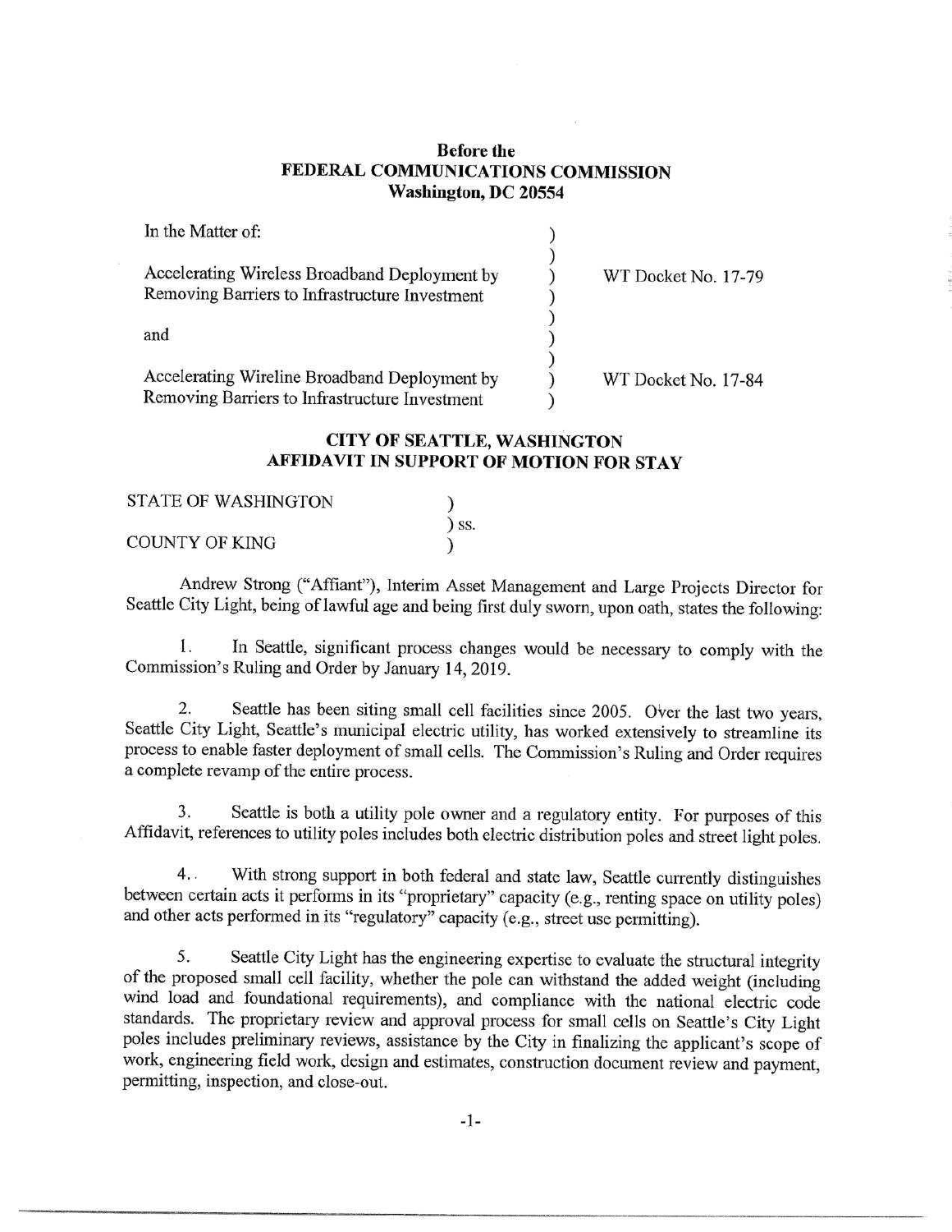**Before the**
**FEDERAL COMMUNICATIONS COMMISSION**
**Washington, DC 20554**

| In the Matter of: | | |
|---|---|---|
| Accelerating Wireless Broadband Deployment by Removing Barriers to Infrastructure Investment | ) | WT Docket No. 17-79 |
| and | ) | |
| Accelerating Wireline Broadband Deployment by Removing Barriers to Infrastructure Investment | ) | WT Docket No. 17-84 |

**CITY OF SEATTLE, WASHINGTON**
**AFFIDAVIT IN SUPPORT OF MOTION FOR STAY**

STATE OF WASHINGTON )
) ss.
COUNTY OF KING )

Andrew Strong ("Affiant"), Interim Asset Management and Large Projects Director for Seattle City Light, being of lawful age and being first duly sworn, upon oath, states the following:

1. In Seattle, significant process changes would be necessary to comply with the Commission's Ruling and Order by January 14, 2019.

2. Seattle has been siting small cell facilities since 2005. Over the last two years, Seattle City Light, Seattle's municipal electric utility, has worked extensively to streamline its process to enable faster deployment of small cells. The Commission's Ruling and Order requires a complete revamp of the entire process.

3. Seattle is both a utility pole owner and a regulatory entity. For purposes of this Affidavit, references to utility poles includes both electric distribution poles and street light poles.

4. With strong support in both federal and state law, Seattle currently distinguishes between certain acts it performs in its "proprietary" capacity (e.g., renting space on utility poles) and other acts performed in its "regulatory" capacity (e.g., street use permitting).

5. Seattle City Light has the engineering expertise to evaluate the structural integrity of the proposed small cell facility, whether the pole can withstand the added weight (including wind load and foundational requirements), and compliance with the national electric code standards. The proprietary review and approval process for small cells on Seattle's City Light poles includes preliminary reviews, assistance by the City in finalizing the applicant's scope of work, engineering field work, design and estimates, construction document review and payment, permitting, inspection, and close-out.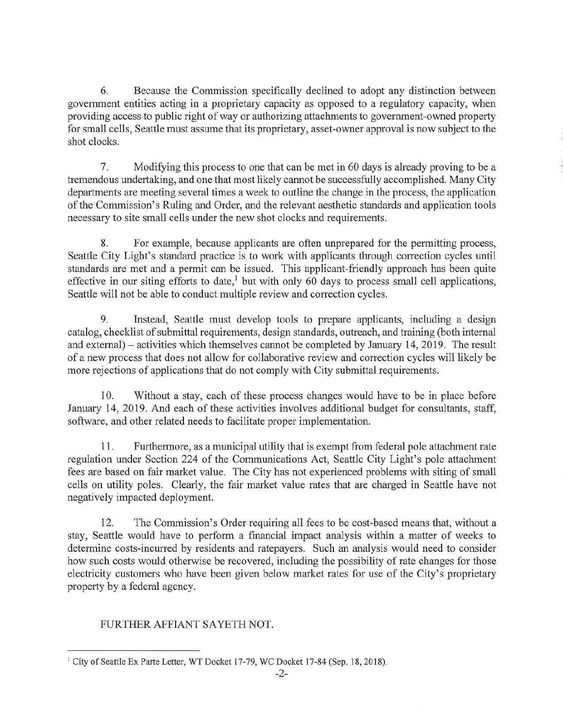6. Because the Commission specifically declined to adopt any distinction between government entities acting in a proprietary capacity as opposed to a regulatory capacity, when providing access to public right of way or authorizing attachments to government-owned property for small cells, Seattle must assume that its proprietary, asset-owner approval is now subject to the shot clocks.

7. Modifying this process to one that can be met in 60 days is already proving to be a tremendous undertaking, and one that most likely cannot be successfully accomplished. Many City departments are meeting several times a week to outline the change in the process, the application of the Commission's Ruling and Order, and the relevant aesthetic standards and application tools necessary to site small cells under the new shot clocks and requirements.

8. For example, because applicants are often unprepared for the permitting process, Seattle City Light's standard practice is to work with applicants through correction cycles until standards are met and a permit can be issued. This applicant-friendly approach has been quite effective in our siting efforts to date,[1] but with only 60 days to process small cell applications, Seattle will not be able to conduct multiple review and correction cycles.

9. Instead, Seattle must develop tools to prepare applicants, including a design catalog, checklist of submittal requirements, design standards, outreach, and training (both internal and external) – activities which themselves cannot be completed by January 14, 2019. The result of a new process that does not allow for collaborative review and correction cycles will likely be more rejections of applications that do not comply with City submittal requirements.

10. Without a stay, each of these process changes would have to be in place before January 14, 2019. And each of these activities involves additional budget for consultants, staff, software, and other related needs to facilitate proper implementation.

11. Furthermore, as a municipal utility that is exempt from federal pole attachment rate regulation under Section 224 of the Communications Act, Seattle City Light's pole attachment fees are based on fair market value. The City has not experienced problems with siting of small cells on utility poles. Clearly, the fair market value rates that are charged in Seattle have not negatively impacted deployment.

12. The Commission's Order requiring all fees to be cost-based means that, without a stay, Seattle would have to perform a financial impact analysis within a matter of weeks to determine costs-incurred by residents and ratepayers. Such an analysis would need to consider how such costs would otherwise be recovered, including the possibility of rate changes for those electricity customers who have been given below market rates for use of the City's proprietary property by a federal agency.

FURTHER AFFIANT SAYETH NOT.

---

[1] City of Seattle Ex Parte Letter, WT Docket 17-79, WC Docket 17-84 (Sep. 18, 2018).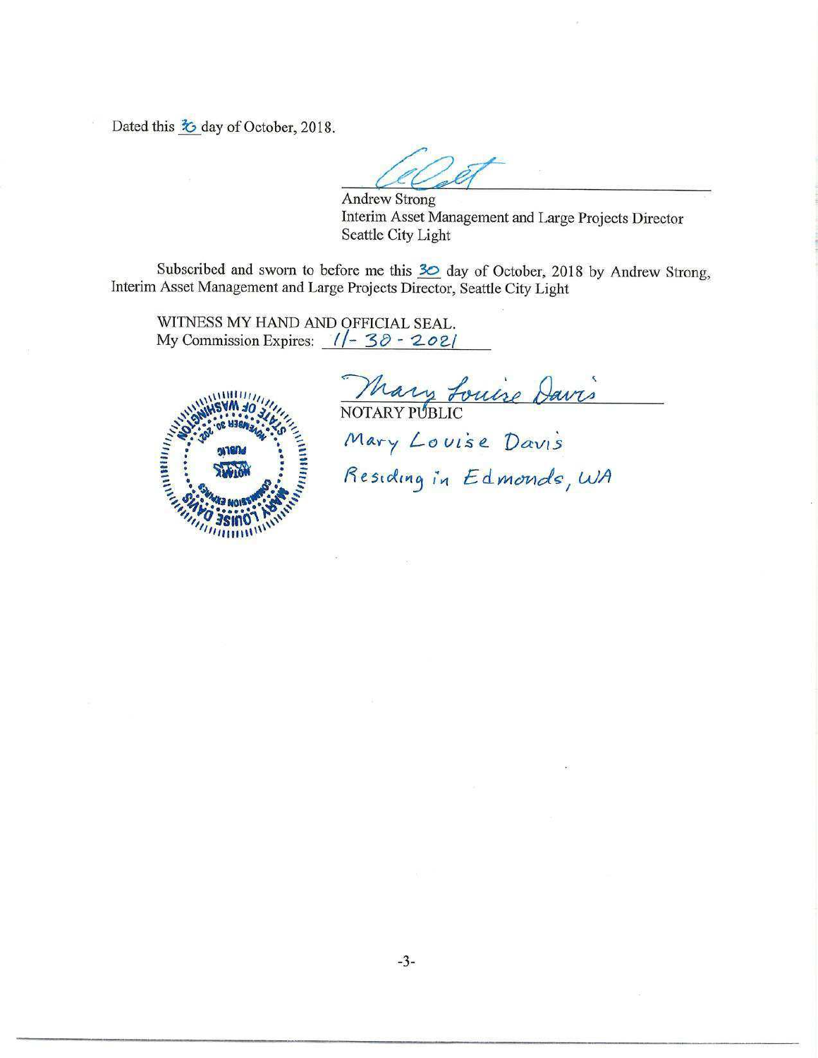Dated this 30 day of October, 2018.

Andrew Strong
Interim Asset Management and Large Projects Director
Seattle City Light

Subscribed and sworn to before me this 30 day of October, 2018 by Andrew Strong, Interim Asset Management and Large Projects Director, Seattle City Light

WITNESS MY HAND AND OFFICIAL SEAL.
My Commission Expires: 11-30-2021

Mary Louise Davis
NOTARY PUBLIC
Mary Louise Davis
Residing in Edmonds, WA